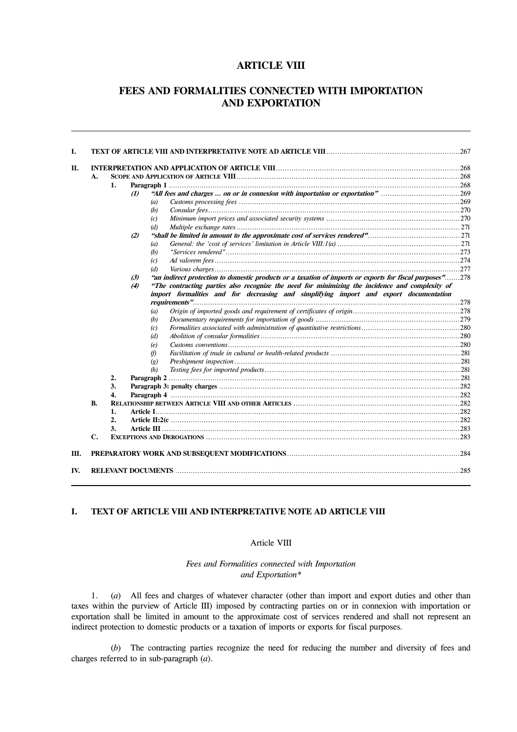# ARTICLE VIII

# FEES AND FORMALITIES CONNECTED WITH IMPORTATION AND EXPORTATION

I. TEXT OF ARTICLE VIII AND INTERPRETATIVE NOTE AD ARTICLE VIII ....................267

II. INTERPRETATION AND APPLICATION OF ARTICLE VIII ....................268
- A. SCOPE AND APPLICATION OF ARTICLE VIII ....................268
  - 1. Paragraph 1 ....................268
    - *(1)* ***"All fees and charges ... on or in connexion with importation or exportation"*** ....................269
      - *(a)* *Customs processing fees* ....................269
      - *(b)* *Consular fees* ....................270
      - *(c)* *Minimum import prices and associated security systems* ....................270
      - *(d)* *Multiple exchange rates* ....................271
    - *(2)* ***"shall be limited in amount to the approximate cost of services rendered"*** ....................271
      - *(a)* *General: the 'cost of services' limitation in Article VIII:1(a)* ....................271
      - *(b)* *"Services rendered"* ....................273
      - *(c)* *Ad valorem fees* ....................274
      - *(d)* *Various charges* ....................277
    - *(3)* ***"an indirect protection to domestic products or a taxation of imports or exports for fiscal purposes"*** ....................278
    - *(4)* ***"The contracting parties also recognize the need for minimizing the incidence and complexity of import formalities and for decreasing and simplifying import and export documentation requirements"*** ....................278
      - *(a)* *Origin of imported goods and requirement of certificates of origin* ....................278
      - *(b)* *Documentary requirements for importation of goods* ....................279
      - *(c)* *Formalities associated with administration of quantitative restrictions* ....................280
      - *(d)* *Abolition of consular formalities* ....................280
      - *(e)* *Customs conventions* ....................280
      - *(f)* *Facilitation of trade in cultural or health-related products* ....................281
      - *(g)* *Preshipment inspection* ....................281
      - *(h)* *Testing fees for imported products* ....................281
  - 2. Paragraph 2 ....................281
  - 3. Paragraph 3: penalty charges ....................282
  - 4. Paragraph 4 ....................282
- B. RELATIONSHIP BETWEEN ARTICLE VIII AND OTHER ARTICLES ....................282
  - 1. Article I ....................282
  - 2. Article II:2(c ....................282
  - 3. Article III ....................283
- C. EXCEPTIONS AND DEROGATIONS ....................283

III. PREPARATORY WORK AND SUBSEQUENT MODIFICATIONS ....................284

IV. RELEVANT DOCUMENTS ....................285

## I. TEXT OF ARTICLE VIII AND INTERPRETATIVE NOTE AD ARTICLE VIII

Article VIII

*Fees and Formalities connected with Importation and Exportation\**

1. (*a*) All fees and charges of whatever character (other than import and export duties and other than taxes within the purview of Article III) imposed by contracting parties on or in connexion with importation or exportation shall be limited in amount to the approximate cost of services rendered and shall not represent an indirect protection to domestic products or a taxation of imports or exports for fiscal purposes.

(*b*) The contracting parties recognize the need for reducing the number and diversity of fees and charges referred to in sub-paragraph (*a*).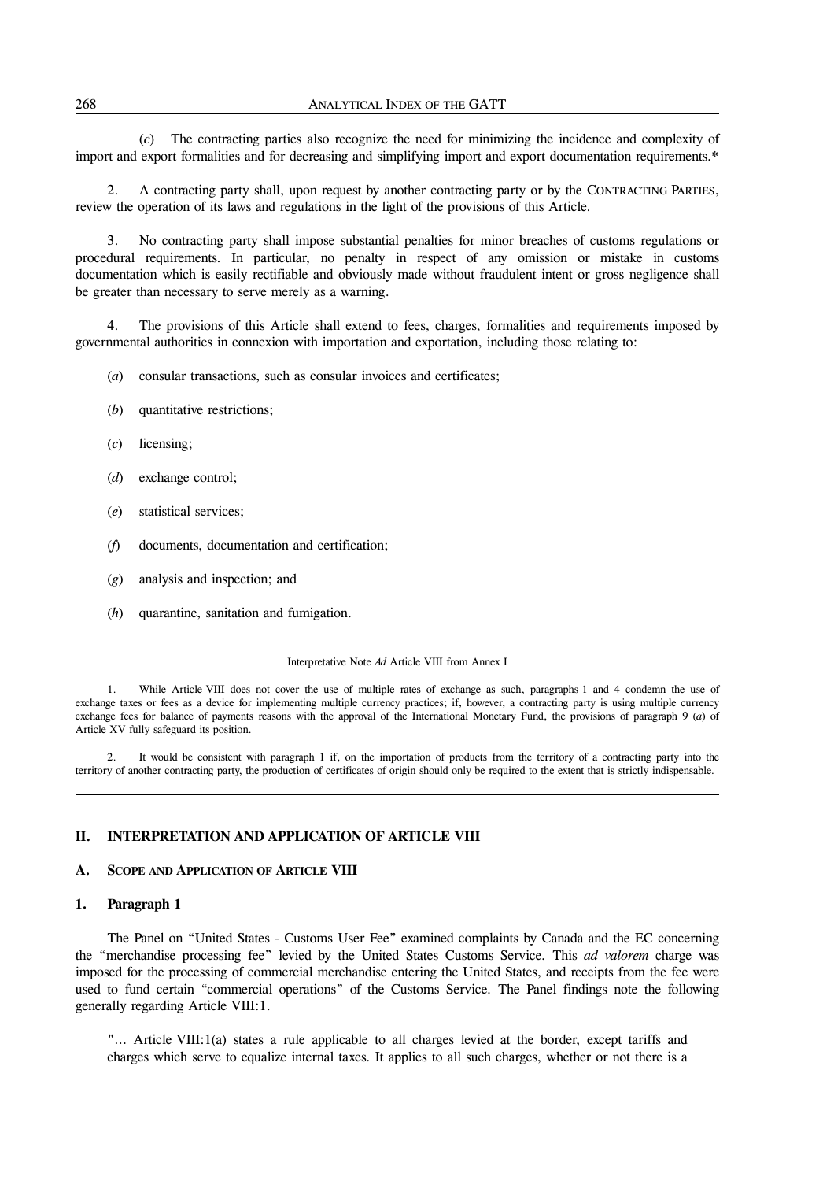(*c*) The contracting parties also recognize the need for minimizing the incidence and complexity of import and export formalities and for decreasing and simplifying import and export documentation requirements.*

2. A contracting party shall, upon request by another contracting party or by the CONTRACTING PARTIES, review the operation of its laws and regulations in the light of the provisions of this Article.

3. No contracting party shall impose substantial penalties for minor breaches of customs regulations or procedural requirements. In particular, no penalty in respect of any omission or mistake in customs documentation which is easily rectifiable and obviously made without fraudulent intent or gross negligence shall be greater than necessary to serve merely as a warning.

4. The provisions of this Article shall extend to fees, charges, formalities and requirements imposed by governmental authorities in connexion with importation and exportation, including those relating to:

(*a*) consular transactions, such as consular invoices and certificates;

(*b*) quantitative restrictions;

(*c*) licensing;

(*d*) exchange control;

(*e*) statistical services;

(*f*) documents, documentation and certification;

(*g*) analysis and inspection; and

(*h*) quarantine, sanitation and fumigation.

Interpretative Note *Ad* Article VIII from Annex I

1. While Article VIII does not cover the use of multiple rates of exchange as such, paragraphs 1 and 4 condemn the use of exchange taxes or fees as a device for implementing multiple currency practices; if, however, a contracting party is using multiple currency exchange fees for balance of payments reasons with the approval of the International Monetary Fund, the provisions of paragraph 9 (*a*) of Article XV fully safeguard its position.

2. It would be consistent with paragraph 1 if, on the importation of products from the territory of a contracting party into the territory of another contracting party, the production of certificates of origin should only be required to the extent that is strictly indispensable.

## II. INTERPRETATION AND APPLICATION OF ARTICLE VIII

### A. SCOPE AND APPLICATION OF ARTICLE VIII

#### 1. Paragraph 1

The Panel on "United States - Customs User Fee" examined complaints by Canada and the EC concerning the "merchandise processing fee" levied by the United States Customs Service. This *ad valorem* charge was imposed for the processing of commercial merchandise entering the United States, and receipts from the fee were used to fund certain "commercial operations" of the Customs Service. The Panel findings note the following generally regarding Article VIII:1.

"… Article VIII:1(a) states a rule applicable to all charges levied at the border, except tariffs and charges which serve to equalize internal taxes. It applies to all such charges, whether or not there is a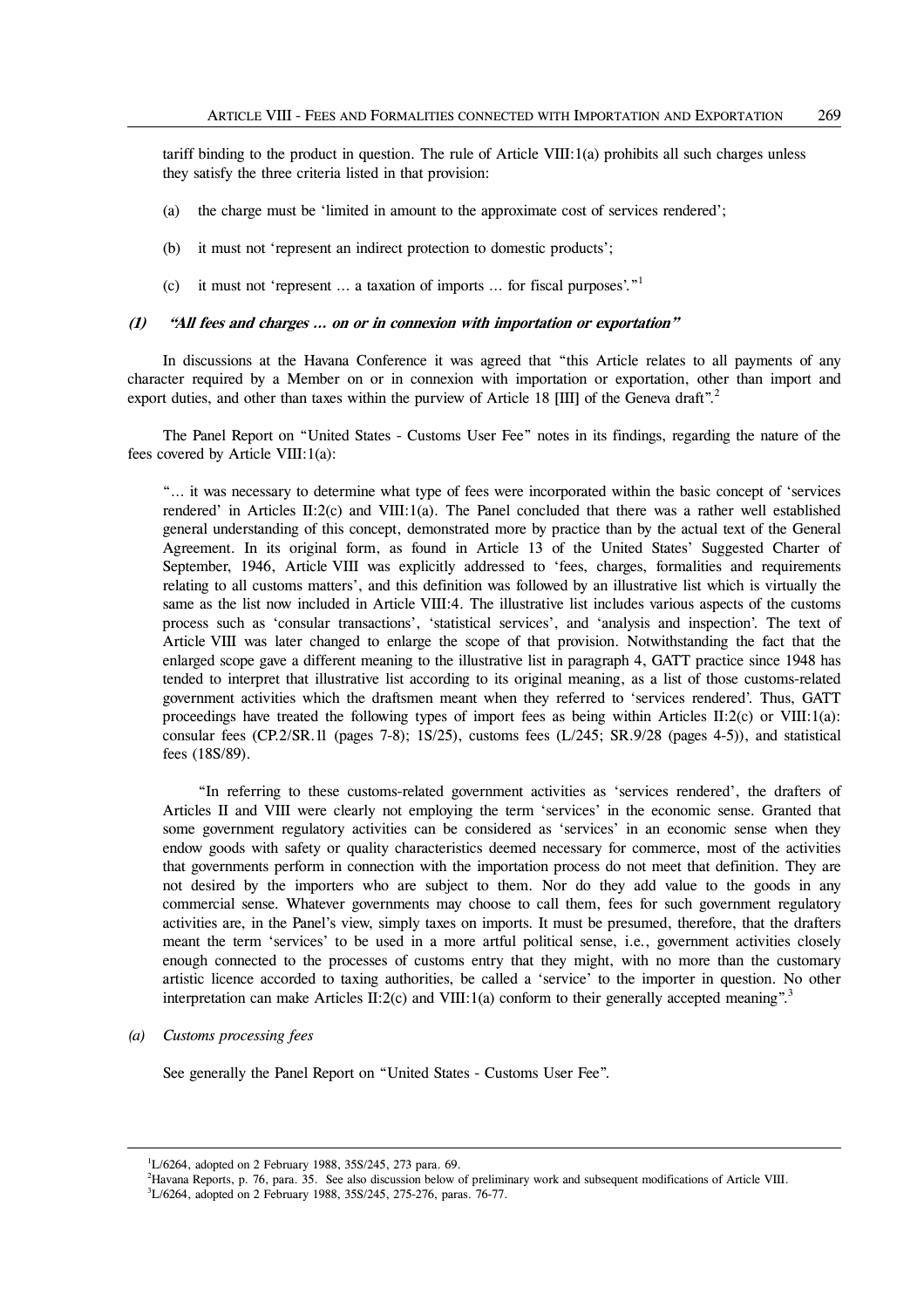tariff binding to the product in question. The rule of Article VIII:1(a) prohibits all such charges unless they satisfy the three criteria listed in that provision:

(a) the charge must be 'limited in amount to the approximate cost of services rendered';

(b) it must not 'represent an indirect protection to domestic products';

(c) it must not 'represent ... a taxation of imports ... for fiscal purposes'."[1]

#### *(1) "All fees and charges ... on or in connexion with importation or exportation"*

In discussions at the Havana Conference it was agreed that "this Article relates to all payments of any character required by a Member on or in connexion with importation or exportation, other than import and export duties, and other than taxes within the purview of Article 18 [III] of the Geneva draft".[2]

The Panel Report on "United States - Customs User Fee" notes in its findings, regarding the nature of the fees covered by Article VIII:1(a):

> "... it was necessary to determine what type of fees were incorporated within the basic concept of 'services rendered' in Articles II:2(c) and VIII:1(a). The Panel concluded that there was a rather well established general understanding of this concept, demonstrated more by practice than by the actual text of the General Agreement. In its original form, as found in Article 13 of the United States' Suggested Charter of September, 1946, Article VIII was explicitly addressed to 'fees, charges, formalities and requirements relating to all customs matters', and this definition was followed by an illustrative list which is virtually the same as the list now included in Article VIII:4. The illustrative list includes various aspects of the customs process such as 'consular transactions', 'statistical services', and 'analysis and inspection'. The text of Article VIII was later changed to enlarge the scope of that provision. Notwithstanding the fact that the enlarged scope gave a different meaning to the illustrative list in paragraph 4, GATT practice since 1948 has tended to interpret that illustrative list according to its original meaning, as a list of those customs-related government activities which the draftsmen meant when they referred to 'services rendered'. Thus, GATT proceedings have treated the following types of import fees as being within Articles II:2(c) or VIII:1(a): consular fees (CP.2/SR.11 (pages 7-8); 1S/25), customs fees (L/245; SR.9/28 (pages 4-5)), and statistical fees (18S/89).
>
> "In referring to these customs-related government activities as 'services rendered', the drafters of Articles II and VIII were clearly not employing the term 'services' in the economic sense. Granted that some government regulatory activities can be considered as 'services' in an economic sense when they endow goods with safety or quality characteristics deemed necessary for commerce, most of the activities that governments perform in connection with the importation process do not meet that definition. They are not desired by the importers who are subject to them. Nor do they add value to the goods in any commercial sense. Whatever governments may choose to call them, fees for such government regulatory activities are, in the Panel's view, simply taxes on imports. It must be presumed, therefore, that the drafters meant the term 'services' to be used in a more artful political sense, i.e., government activities closely enough connected to the processes of customs entry that they might, with no more than the customary artistic licence accorded to taxing authorities, be called a 'service' to the importer in question. No other interpretation can make Articles II:2(c) and VIII:1(a) conform to their generally accepted meaning".[3]

##### *(a) Customs processing fees*

See generally the Panel Report on "United States - Customs User Fee".

---

[1] L/6264, adopted on 2 February 1988, 35S/245, 273 para. 69.

[2] Havana Reports, p. 76, para. 35. See also discussion below of preliminary work and subsequent modifications of Article VIII.

[3] L/6264, adopted on 2 February 1988, 35S/245, 275-276, paras. 76-77.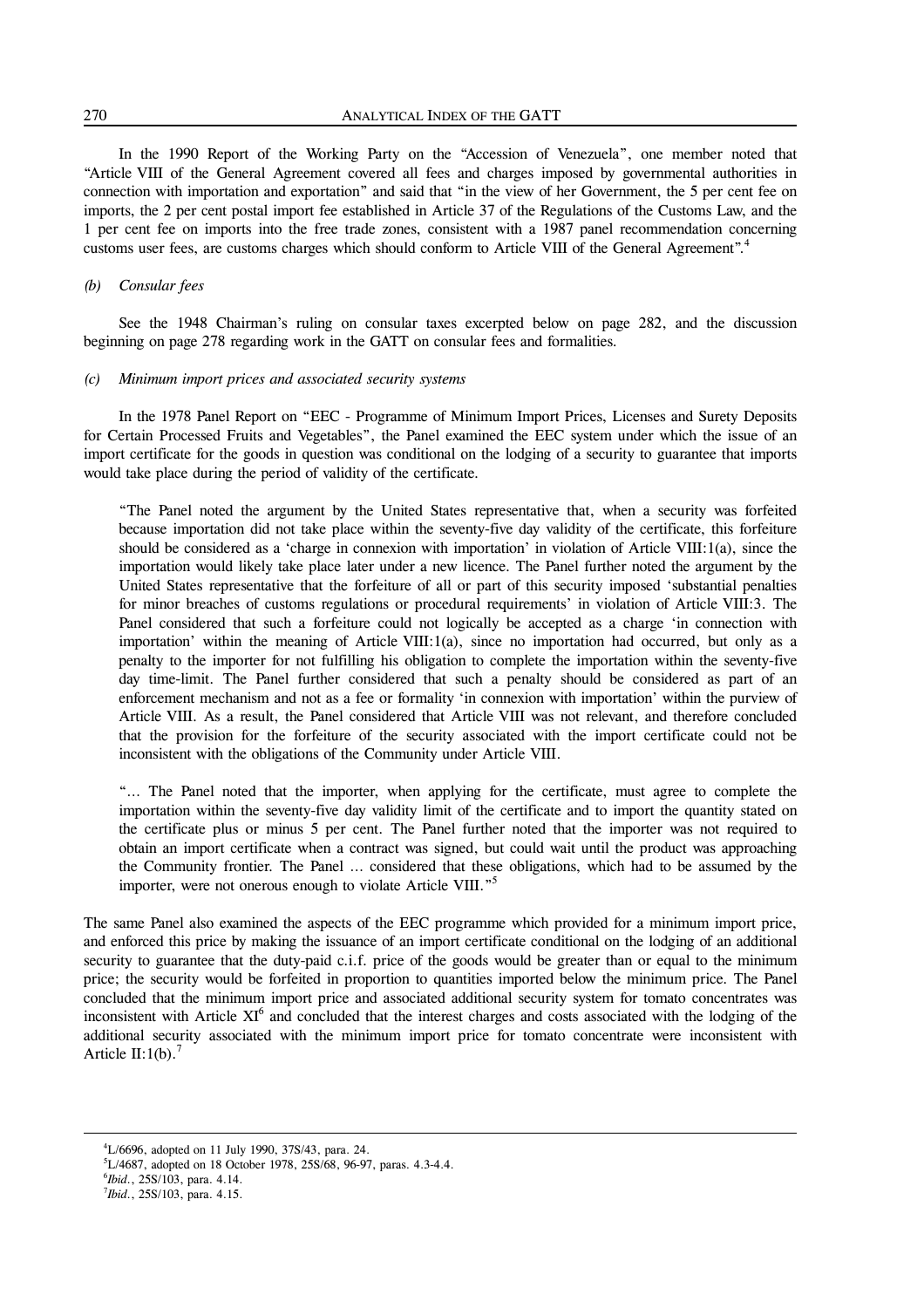In the 1990 Report of the Working Party on the "Accession of Venezuela", one member noted that "Article VIII of the General Agreement covered all fees and charges imposed by governmental authorities in connection with importation and exportation" and said that "in the view of her Government, the 5 per cent fee on imports, the 2 per cent postal import fee established in Article 37 of the Regulations of the Customs Law, and the 1 per cent fee on imports into the free trade zones, consistent with a 1987 panel recommendation concerning customs user fees, are customs charges which should conform to Article VIII of the General Agreement".[4]

*(b) Consular fees*

See the 1948 Chairman's ruling on consular taxes excerpted below on page 282, and the discussion beginning on page 278 regarding work in the GATT on consular fees and formalities.

*(c) Minimum import prices and associated security systems*

In the 1978 Panel Report on "EEC - Programme of Minimum Import Prices, Licenses and Surety Deposits for Certain Processed Fruits and Vegetables", the Panel examined the EEC system under which the issue of an import certificate for the goods in question was conditional on the lodging of a security to guarantee that imports would take place during the period of validity of the certificate.

> "The Panel noted the argument by the United States representative that, when a security was forfeited because importation did not take place within the seventy-five day validity of the certificate, this forfeiture should be considered as a 'charge in connexion with importation' in violation of Article VIII:1(a), since the importation would likely take place later under a new licence. The Panel further noted the argument by the United States representative that the forfeiture of all or part of this security imposed 'substantial penalties for minor breaches of customs regulations or procedural requirements' in violation of Article VIII:3. The Panel considered that such a forfeiture could not logically be accepted as a charge 'in connection with importation' within the meaning of Article VIII:1(a), since no importation had occurred, but only as a penalty to the importer for not fulfilling his obligation to complete the importation within the seventy-five day time-limit. The Panel further considered that such a penalty should be considered as part of an enforcement mechanism and not as a fee or formality 'in connexion with importation' within the purview of Article VIII. As a result, the Panel considered that Article VIII was not relevant, and therefore concluded that the provision for the forfeiture of the security associated with the import certificate could not be inconsistent with the obligations of the Community under Article VIII.
>
> "... The Panel noted that the importer, when applying for the certificate, must agree to complete the importation within the seventy-five day validity limit of the certificate and to import the quantity stated on the certificate plus or minus 5 per cent. The Panel further noted that the importer was not required to obtain an import certificate when a contract was signed, but could wait until the product was approaching the Community frontier. The Panel ... considered that these obligations, which had to be assumed by the importer, were not onerous enough to violate Article VIII."[5]

The same Panel also examined the aspects of the EEC programme which provided for a minimum import price, and enforced this price by making the issuance of an import certificate conditional on the lodging of an additional security to guarantee that the duty-paid c.i.f. price of the goods would be greater than or equal to the minimum price; the security would be forfeited in proportion to quantities imported below the minimum price. The Panel concluded that the minimum import price and associated additional security system for tomato concentrates was inconsistent with Article XI[6] and concluded that the interest charges and costs associated with the lodging of the additional security associated with the minimum import price for tomato concentrate were inconsistent with Article II:1(b).[7]

---

[4]L/6696, adopted on 11 July 1990, 37S/43, para. 24.

[5]L/4687, adopted on 18 October 1978, 25S/68, 96-97, paras. 4.3-4.4.

[6]*Ibid.*, 25S/103, para. 4.14.

[7]*Ibid.*, 25S/103, para. 4.15.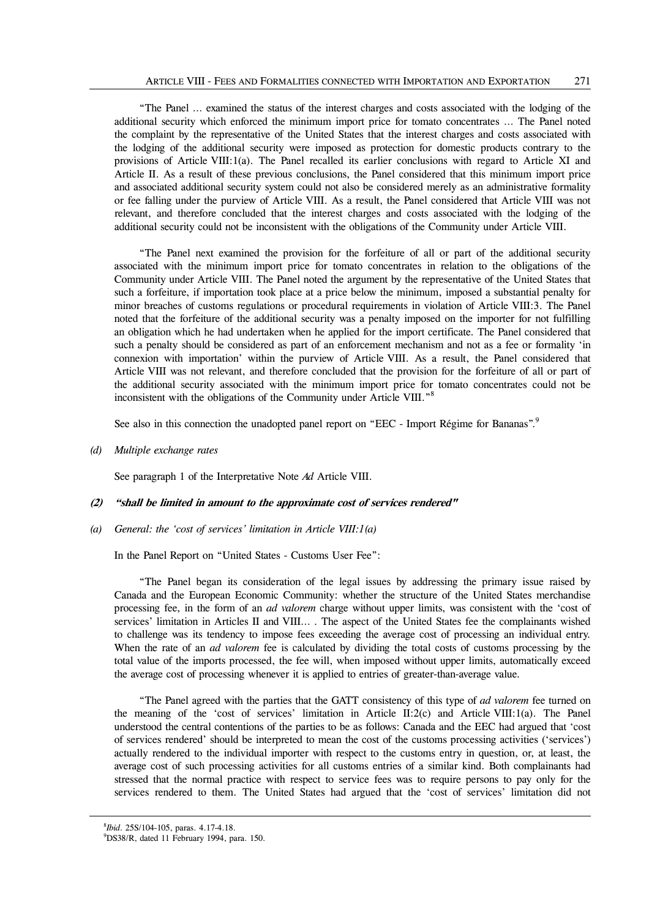"The Panel ... examined the status of the interest charges and costs associated with the lodging of the additional security which enforced the minimum import price for tomato concentrates ... The Panel noted the complaint by the representative of the United States that the interest charges and costs associated with the lodging of the additional security were imposed as protection for domestic products contrary to the provisions of Article VIII:1(a). The Panel recalled its earlier conclusions with regard to Article XI and Article II. As a result of these previous conclusions, the Panel considered that this minimum import price and associated additional security system could not also be considered merely as an administrative formality or fee falling under the purview of Article VIII. As a result, the Panel considered that Article VIII was not relevant, and therefore concluded that the interest charges and costs associated with the lodging of the additional security could not be inconsistent with the obligations of the Community under Article VIII.

"The Panel next examined the provision for the forfeiture of all or part of the additional security associated with the minimum import price for tomato concentrates in relation to the obligations of the Community under Article VIII. The Panel noted the argument by the representative of the United States that such a forfeiture, if importation took place at a price below the minimum, imposed a substantial penalty for minor breaches of customs regulations or procedural requirements in violation of Article VIII:3. The Panel noted that the forfeiture of the additional security was a penalty imposed on the importer for not fulfilling an obligation which he had undertaken when he applied for the import certificate. The Panel considered that such a penalty should be considered as part of an enforcement mechanism and not as a fee or formality 'in connexion with importation' within the purview of Article VIII. As a result, the Panel considered that Article VIII was not relevant, and therefore concluded that the provision for the forfeiture of all or part of the additional security associated with the minimum import price for tomato concentrates could not be inconsistent with the obligations of the Community under Article VIII."[8]

See also in this connection the unadopted panel report on "EEC - Import Régime for Bananas".[9]

*(d) Multiple exchange rates*

See paragraph 1 of the Interpretative Note *Ad* Article VIII.

### *(2) "shall be limited in amount to the approximate cost of services rendered"*

*(a) General: the 'cost of services' limitation in Article VIII:1(a)*

In the Panel Report on "United States - Customs User Fee":

"The Panel began its consideration of the legal issues by addressing the primary issue raised by Canada and the European Economic Community: whether the structure of the United States merchandise processing fee, in the form of an *ad valorem* charge without upper limits, was consistent with the 'cost of services' limitation in Articles II and VIII... . The aspect of the United States fee the complainants wished to challenge was its tendency to impose fees exceeding the average cost of processing an individual entry. When the rate of an *ad valorem* fee is calculated by dividing the total costs of customs processing by the total value of the imports processed, the fee will, when imposed without upper limits, automatically exceed the average cost of processing whenever it is applied to entries of greater-than-average value.

"The Panel agreed with the parties that the GATT consistency of this type of *ad valorem* fee turned on the meaning of the 'cost of services' limitation in Article II:2(c) and Article VIII:1(a). The Panel understood the central contentions of the parties to be as follows: Canada and the EEC had argued that 'cost of services rendered' should be interpreted to mean the cost of the customs processing activities ('services') actually rendered to the individual importer with respect to the customs entry in question, or, at least, the average cost of such processing activities for all customs entries of a similar kind. Both complainants had stressed that the normal practice with respect to service fees was to require persons to pay only for the services rendered to them. The United States had argued that the 'cost of services' limitation did not

---

[8] *Ibid*. 25S/104-105, paras. 4.17-4.18.

[9] DS38/R, dated 11 February 1994, para. 150.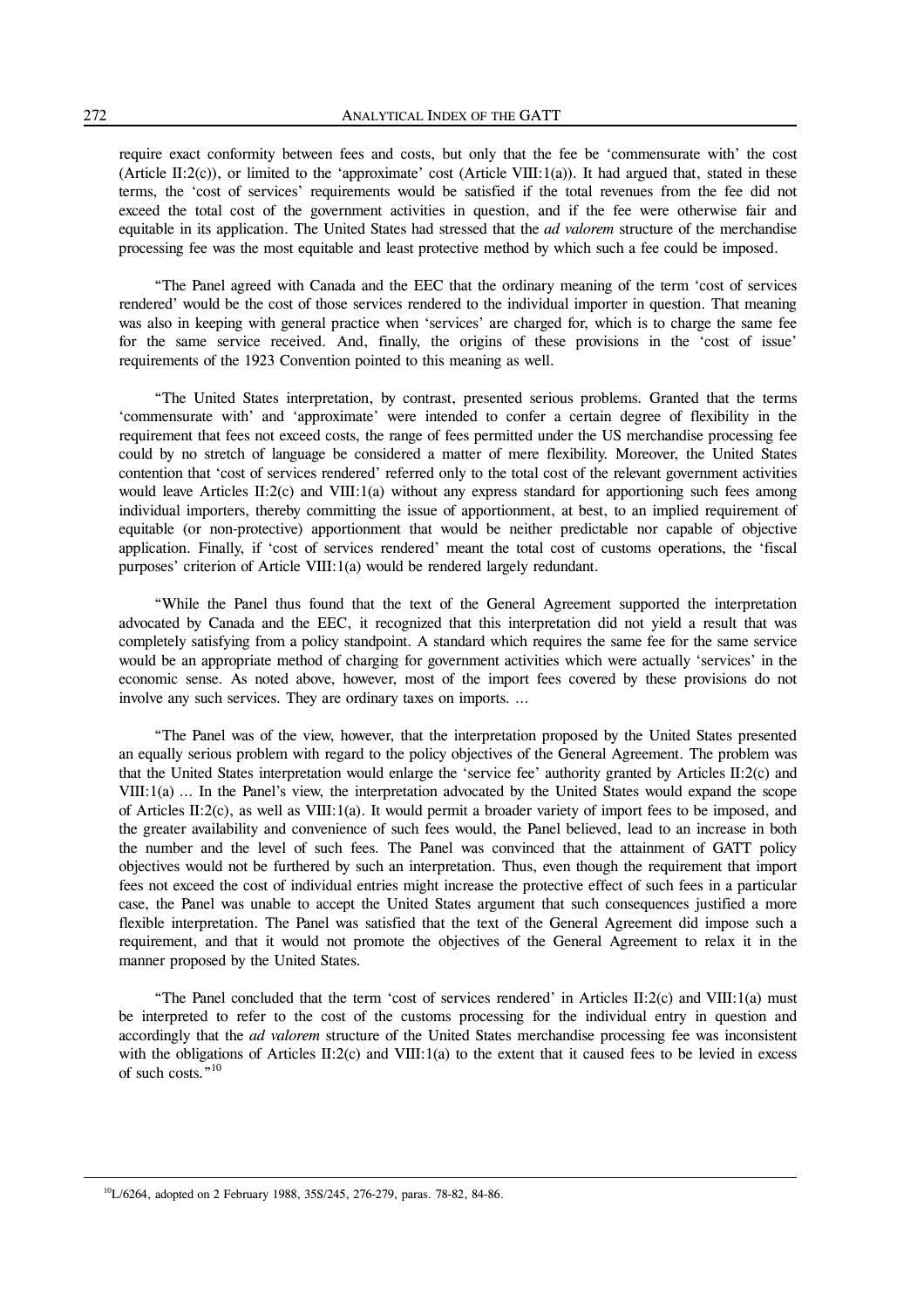require exact conformity between fees and costs, but only that the fee be 'commensurate with' the cost (Article II:2(c)), or limited to the 'approximate' cost (Article VIII:1(a)). It had argued that, stated in these terms, the 'cost of services' requirements would be satisfied if the total revenues from the fee did not exceed the total cost of the government activities in question, and if the fee were otherwise fair and equitable in its application. The United States had stressed that the *ad valorem* structure of the merchandise processing fee was the most equitable and least protective method by which such a fee could be imposed.

"The Panel agreed with Canada and the EEC that the ordinary meaning of the term 'cost of services rendered' would be the cost of those services rendered to the individual importer in question. That meaning was also in keeping with general practice when 'services' are charged for, which is to charge the same fee for the same service received. And, finally, the origins of these provisions in the 'cost of issue' requirements of the 1923 Convention pointed to this meaning as well.

"The United States interpretation, by contrast, presented serious problems. Granted that the terms 'commensurate with' and 'approximate' were intended to confer a certain degree of flexibility in the requirement that fees not exceed costs, the range of fees permitted under the US merchandise processing fee could by no stretch of language be considered a matter of mere flexibility. Moreover, the United States contention that 'cost of services rendered' referred only to the total cost of the relevant government activities would leave Articles II:2(c) and VIII:1(a) without any express standard for apportioning such fees among individual importers, thereby committing the issue of apportionment, at best, to an implied requirement of equitable (or non-protective) apportionment that would be neither predictable nor capable of objective application. Finally, if 'cost of services rendered' meant the total cost of customs operations, the 'fiscal purposes' criterion of Article VIII:1(a) would be rendered largely redundant.

"While the Panel thus found that the text of the General Agreement supported the interpretation advocated by Canada and the EEC, it recognized that this interpretation did not yield a result that was completely satisfying from a policy standpoint. A standard which requires the same fee for the same service would be an appropriate method of charging for government activities which were actually 'services' in the economic sense. As noted above, however, most of the import fees covered by these provisions do not involve any such services. They are ordinary taxes on imports. …

"The Panel was of the view, however, that the interpretation proposed by the United States presented an equally serious problem with regard to the policy objectives of the General Agreement. The problem was that the United States interpretation would enlarge the 'service fee' authority granted by Articles II:2(c) and VIII:1(a) … In the Panel's view, the interpretation advocated by the United States would expand the scope of Articles II:2(c), as well as VIII:1(a). It would permit a broader variety of import fees to be imposed, and the greater availability and convenience of such fees would, the Panel believed, lead to an increase in both the number and the level of such fees. The Panel was convinced that the attainment of GATT policy objectives would not be furthered by such an interpretation. Thus, even though the requirement that import fees not exceed the cost of individual entries might increase the protective effect of such fees in a particular case, the Panel was unable to accept the United States argument that such consequences justified a more flexible interpretation. The Panel was satisfied that the text of the General Agreement did impose such a requirement, and that it would not promote the objectives of the General Agreement to relax it in the manner proposed by the United States.

"The Panel concluded that the term 'cost of services rendered' in Articles II:2(c) and VIII:1(a) must be interpreted to refer to the cost of the customs processing for the individual entry in question and accordingly that the *ad valorem* structure of the United States merchandise processing fee was inconsistent with the obligations of Articles II:2(c) and VIII:1(a) to the extent that it caused fees to be levied in excess of such costs."[10]

---

[10] L/6264, adopted on 2 February 1988, 35S/245, 276-279, paras. 78-82, 84-86.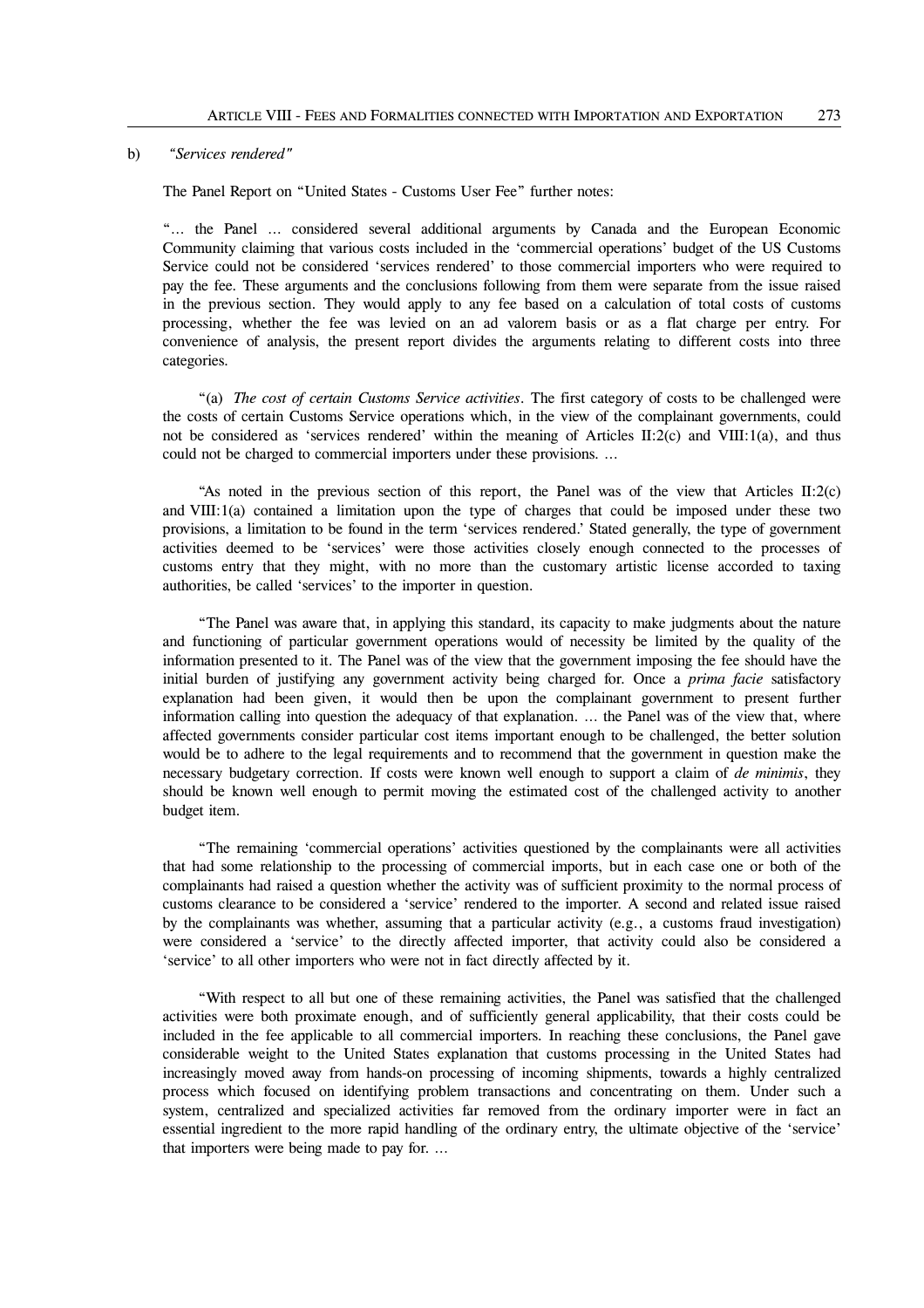### b) *"Services rendered"*

The Panel Report on "United States - Customs User Fee" further notes:

"… the Panel … considered several additional arguments by Canada and the European Economic Community claiming that various costs included in the 'commercial operations' budget of the US Customs Service could not be considered 'services rendered' to those commercial importers who were required to pay the fee. These arguments and the conclusions following from them were separate from the issue raised in the previous section. They would apply to any fee based on a calculation of total costs of customs processing, whether the fee was levied on an ad valorem basis or as a flat charge per entry. For convenience of analysis, the present report divides the arguments relating to different costs into three categories.

"(a) *The cost of certain Customs Service activities*. The first category of costs to be challenged were the costs of certain Customs Service operations which, in the view of the complainant governments, could not be considered as 'services rendered' within the meaning of Articles II:2(c) and VIII:1(a), and thus could not be charged to commercial importers under these provisions. …

"As noted in the previous section of this report, the Panel was of the view that Articles II:2(c) and VIII:1(a) contained a limitation upon the type of charges that could be imposed under these two provisions, a limitation to be found in the term 'services rendered.' Stated generally, the type of government activities deemed to be 'services' were those activities closely enough connected to the processes of customs entry that they might, with no more than the customary artistic license accorded to taxing authorities, be called 'services' to the importer in question.

"The Panel was aware that, in applying this standard, its capacity to make judgments about the nature and functioning of particular government operations would of necessity be limited by the quality of the information presented to it. The Panel was of the view that the government imposing the fee should have the initial burden of justifying any government activity being charged for. Once a *prima facie* satisfactory explanation had been given, it would then be upon the complainant government to present further information calling into question the adequacy of that explanation. … the Panel was of the view that, where affected governments consider particular cost items important enough to be challenged, the better solution would be to adhere to the legal requirements and to recommend that the government in question make the necessary budgetary correction. If costs were known well enough to support a claim of *de minimis*, they should be known well enough to permit moving the estimated cost of the challenged activity to another budget item.

"The remaining 'commercial operations' activities questioned by the complainants were all activities that had some relationship to the processing of commercial imports, but in each case one or both of the complainants had raised a question whether the activity was of sufficient proximity to the normal process of customs clearance to be considered a 'service' rendered to the importer. A second and related issue raised by the complainants was whether, assuming that a particular activity (e.g., a customs fraud investigation) were considered a 'service' to the directly affected importer, that activity could also be considered a 'service' to all other importers who were not in fact directly affected by it.

"With respect to all but one of these remaining activities, the Panel was satisfied that the challenged activities were both proximate enough, and of sufficiently general applicability, that their costs could be included in the fee applicable to all commercial importers. In reaching these conclusions, the Panel gave considerable weight to the United States explanation that customs processing in the United States had increasingly moved away from hands-on processing of incoming shipments, towards a highly centralized process which focused on identifying problem transactions and concentrating on them. Under such a system, centralized and specialized activities far removed from the ordinary importer were in fact an essential ingredient to the more rapid handling of the ordinary entry, the ultimate objective of the 'service' that importers were being made to pay for. …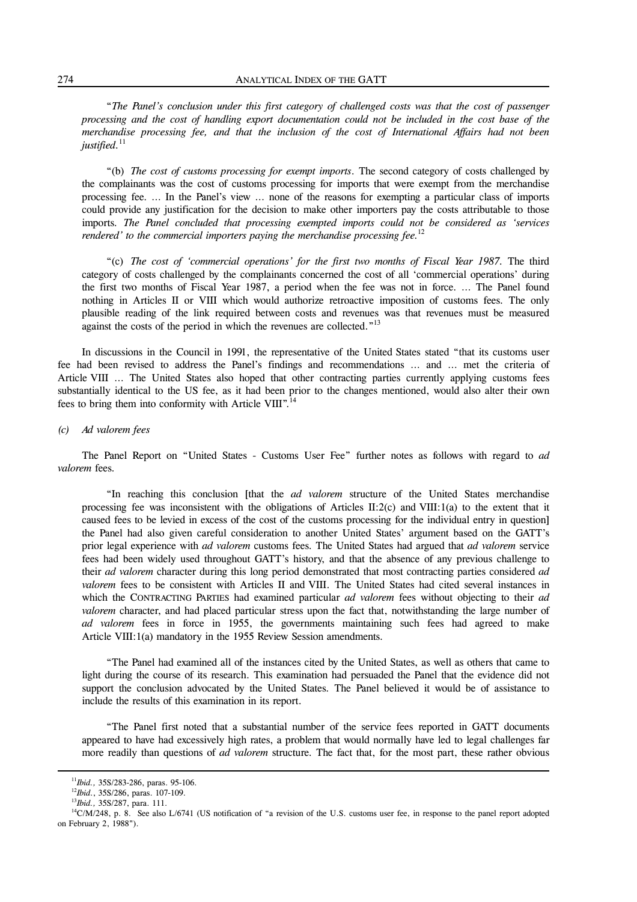"*The Panel's conclusion under this first category of challenged costs was that the cost of passenger processing and the cost of handling export documentation could not be included in the cost base of the merchandise processing fee, and that the inclusion of the cost of International Affairs had not been justified.*[11]

"(b) *The cost of customs processing for exempt imports*. The second category of costs challenged by the complainants was the cost of customs processing for imports that were exempt from the merchandise processing fee. ... In the Panel's view ... none of the reasons for exempting a particular class of imports could provide any justification for the decision to make other importers pay the costs attributable to those imports. *The Panel concluded that processing exempted imports could not be considered as 'services rendered' to the commercial importers paying the merchandise processing fee.*[12]

"(c) *The cost of 'commercial operations' for the first two months of Fiscal Year 1987*. The third category of costs challenged by the complainants concerned the cost of all 'commercial operations' during the first two months of Fiscal Year 1987, a period when the fee was not in force. ... The Panel found nothing in Articles II or VIII which would authorize retroactive imposition of customs fees. The only plausible reading of the link required between costs and revenues was that revenues must be measured against the costs of the period in which the revenues are collected."[13]

In discussions in the Council in 1991, the representative of the United States stated "that its customs user fee had been revised to address the Panel's findings and recommendations ... and ... met the criteria of Article VIII ... The United States also hoped that other contracting parties currently applying customs fees substantially identical to the US fee, as it had been prior to the changes mentioned, would also alter their own fees to bring them into conformity with Article VIII".[14]

### (c) Ad valorem fees

The Panel Report on "United States - Customs User Fee" further notes as follows with regard to *ad valorem* fees.

"In reaching this conclusion [that the *ad valorem* structure of the United States merchandise processing fee was inconsistent with the obligations of Articles II:2(c) and VIII:1(a) to the extent that it caused fees to be levied in excess of the cost of the customs processing for the individual entry in question] the Panel had also given careful consideration to another United States' argument based on the GATT's prior legal experience with *ad valorem* customs fees. The United States had argued that *ad valorem* service fees had been widely used throughout GATT's history, and that the absence of any previous challenge to their *ad valorem* character during this long period demonstrated that most contracting parties considered *ad valorem* fees to be consistent with Articles II and VIII. The United States had cited several instances in which the CONTRACTING PARTIES had examined particular *ad valorem* fees without objecting to their *ad valorem* character, and had placed particular stress upon the fact that, notwithstanding the large number of *ad valorem* fees in force in 1955, the governments maintaining such fees had agreed to make Article VIII:1(a) mandatory in the 1955 Review Session amendments.

"The Panel had examined all of the instances cited by the United States, as well as others that came to light during the course of its research. This examination had persuaded the Panel that the evidence did not support the conclusion advocated by the United States. The Panel believed it would be of assistance to include the results of this examination in its report.

"The Panel first noted that a substantial number of the service fees reported in GATT documents appeared to have had excessively high rates, a problem that would normally have led to legal challenges far more readily than questions of *ad valorem* structure. The fact that, for the most part, these rather obvious

---

[11] *Ibid.*, 35S/283-286, paras. 95-106.

[12] *Ibid.*, 35S/286, paras. 107-109.

[13] *Ibid.*, 35S/287, para. 111.

[14] C/M/248, p. 8. See also L/6741 (US notification of "a revision of the U.S. customs user fee, in response to the panel report adopted on February 2, 1988").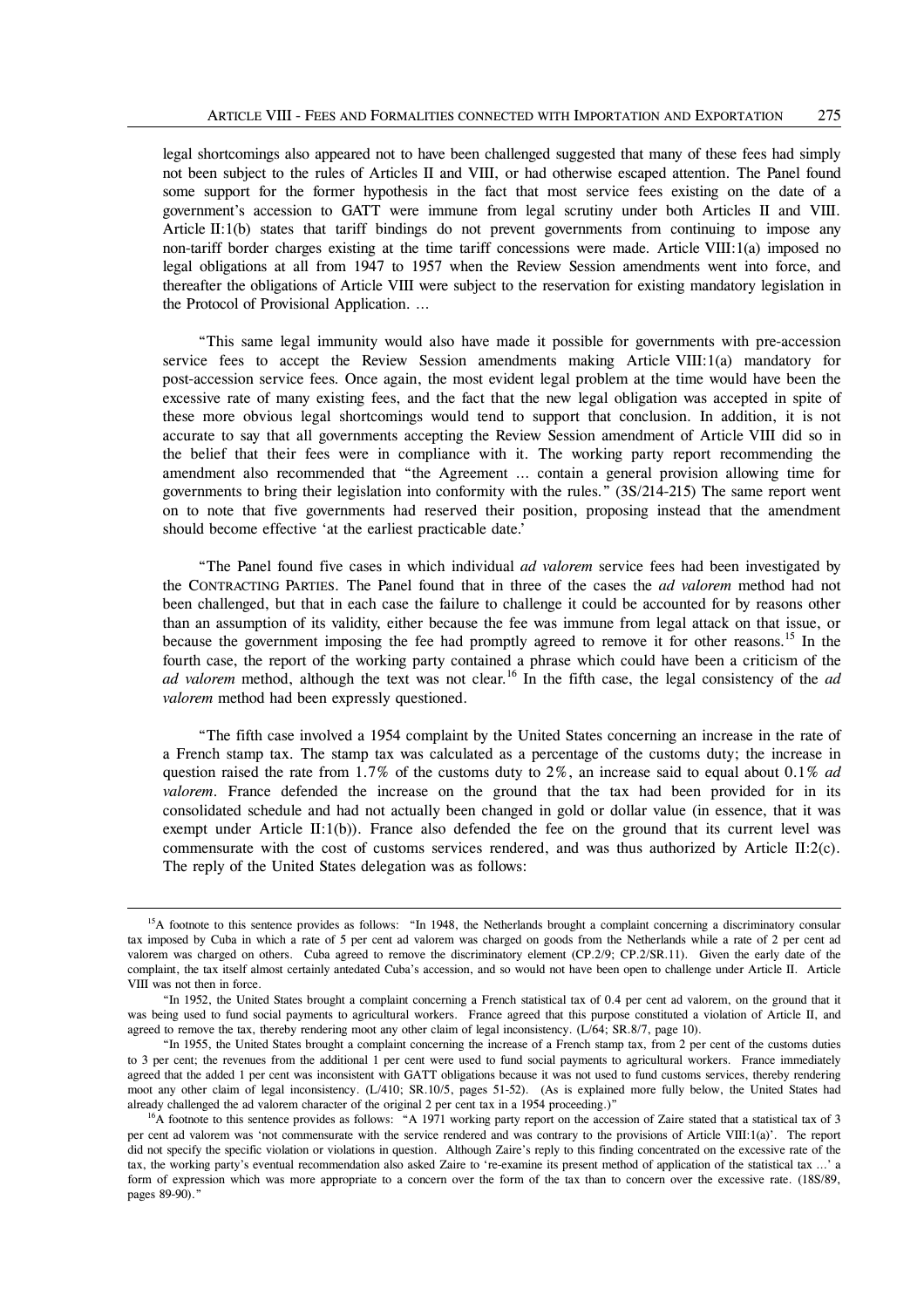legal shortcomings also appeared not to have been challenged suggested that many of these fees had simply not been subject to the rules of Articles II and VIII, or had otherwise escaped attention. The Panel found some support for the former hypothesis in the fact that most service fees existing on the date of a government's accession to GATT were immune from legal scrutiny under both Articles II and VIII. Article II:1(b) states that tariff bindings do not prevent governments from continuing to impose any non-tariff border charges existing at the time tariff concessions were made. Article VIII:1(a) imposed no legal obligations at all from 1947 to 1957 when the Review Session amendments went into force, and thereafter the obligations of Article VIII were subject to the reservation for existing mandatory legislation in the Protocol of Provisional Application. …

"This same legal immunity would also have made it possible for governments with pre-accession service fees to accept the Review Session amendments making Article VIII:1(a) mandatory for post-accession service fees. Once again, the most evident legal problem at the time would have been the excessive rate of many existing fees, and the fact that the new legal obligation was accepted in spite of these more obvious legal shortcomings would tend to support that conclusion. In addition, it is not accurate to say that all governments accepting the Review Session amendment of Article VIII did so in the belief that their fees were in compliance with it. The working party report recommending the amendment also recommended that "the Agreement … contain a general provision allowing time for governments to bring their legislation into conformity with the rules." (3S/214-215) The same report went on to note that five governments had reserved their position, proposing instead that the amendment should become effective 'at the earliest practicable date.'

"The Panel found five cases in which individual *ad valorem* service fees had been investigated by the CONTRACTING PARTIES. The Panel found that in three of the cases the *ad valorem* method had not been challenged, but that in each case the failure to challenge it could be accounted for by reasons other than an assumption of its validity, either because the fee was immune from legal attack on that issue, or because the government imposing the fee had promptly agreed to remove it for other reasons.[15] In the fourth case, the report of the working party contained a phrase which could have been a criticism of the *ad valorem* method, although the text was not clear.[16] In the fifth case, the legal consistency of the *ad valorem* method had been expressly questioned.

"The fifth case involved a 1954 complaint by the United States concerning an increase in the rate of a French stamp tax. The stamp tax was calculated as a percentage of the customs duty; the increase in question raised the rate from 1.7% of the customs duty to 2%, an increase said to equal about 0.1% *ad valorem*. France defended the increase on the ground that the tax had been provided for in its consolidated schedule and had not actually been changed in gold or dollar value (in essence, that it was exempt under Article II:1(b)). France also defended the fee on the ground that its current level was commensurate with the cost of customs services rendered, and was thus authorized by Article II:2(c). The reply of the United States delegation was as follows:

---

[15]A footnote to this sentence provides as follows: "In 1948, the Netherlands brought a complaint concerning a discriminatory consular tax imposed by Cuba in which a rate of 5 per cent ad valorem was charged on goods from the Netherlands while a rate of 2 per cent ad valorem was charged on others. Cuba agreed to remove the discriminatory element (CP.2/9; CP.2/SR.11). Given the early date of the complaint, the tax itself almost certainly antedated Cuba's accession, and so would not have been open to challenge under Article II. Article VIII was not then in force.

"In 1952, the United States brought a complaint concerning a French statistical tax of 0.4 per cent ad valorem, on the ground that it was being used to fund social payments to agricultural workers. France agreed that this purpose constituted a violation of Article II, and agreed to remove the tax, thereby rendering moot any other claim of legal inconsistency. (L/64; SR.8/7, page 10).

"In 1955, the United States brought a complaint concerning the increase of a French stamp tax, from 2 per cent of the customs duties to 3 per cent; the revenues from the additional 1 per cent were used to fund social payments to agricultural workers. France immediately agreed that the added 1 per cent was inconsistent with GATT obligations because it was not used to fund customs services, thereby rendering moot any other claim of legal inconsistency. (L/410; SR.10/5, pages 51-52). (As is explained more fully below, the United States had already challenged the ad valorem character of the original 2 per cent tax in a 1954 proceeding.)"

[16]A footnote to this sentence provides as follows: "A 1971 working party report on the accession of Zaire stated that a statistical tax of 3 per cent ad valorem was 'not commensurate with the service rendered and was contrary to the provisions of Article VIII:1(a)'. The report did not specify the specific violation or violations in question. Although Zaire's reply to this finding concentrated on the excessive rate of the tax, the working party's eventual recommendation also asked Zaire to 're-examine its present method of application of the statistical tax …' a form of expression which was more appropriate to a concern over the form of the tax than to concern over the excessive rate. (18S/89, pages 89-90)."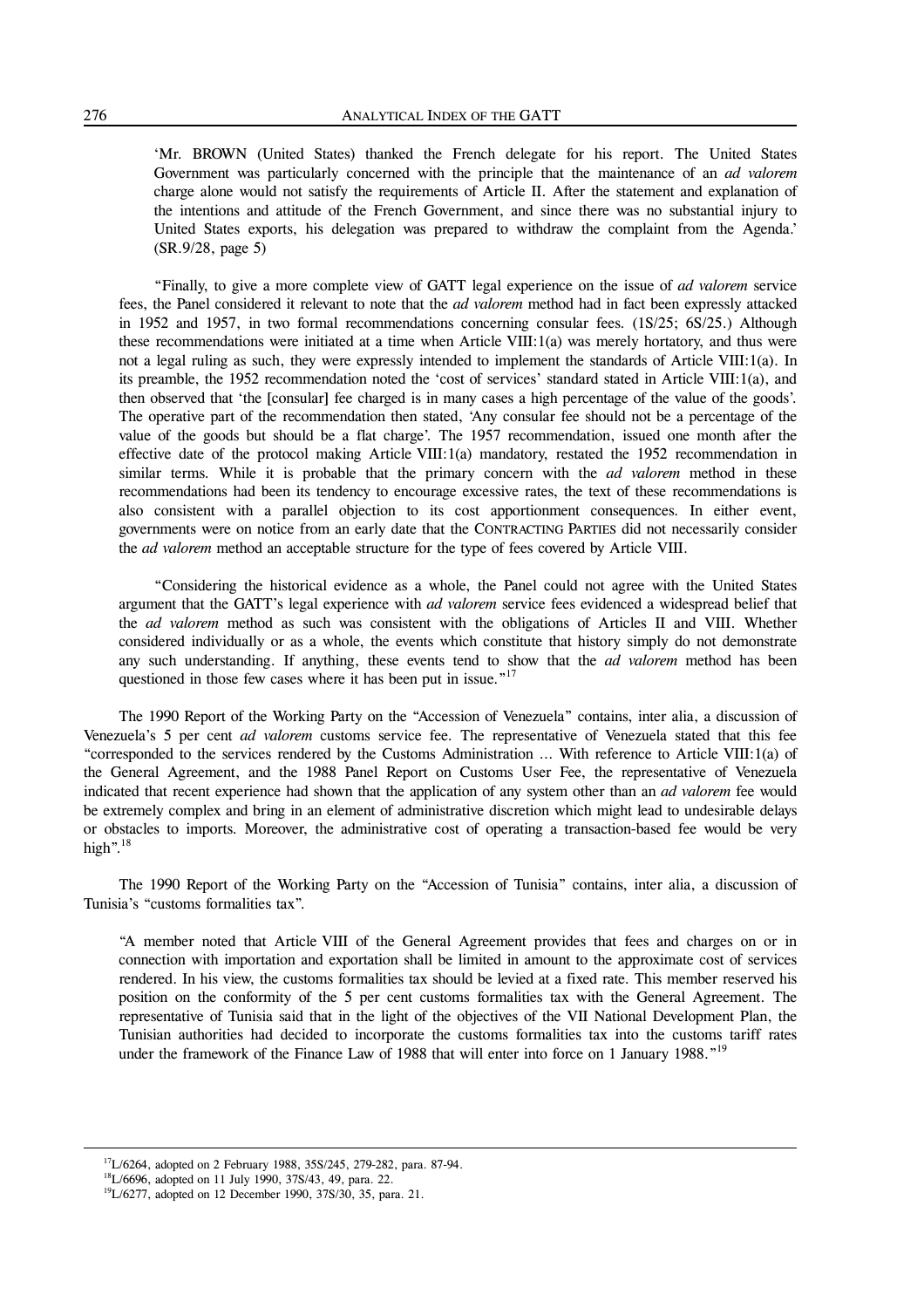'Mr. BROWN (United States) thanked the French delegate for his report. The United States Government was particularly concerned with the principle that the maintenance of an *ad valorem* charge alone would not satisfy the requirements of Article II. After the statement and explanation of the intentions and attitude of the French Government, and since there was no substantial injury to United States exports, his delegation was prepared to withdraw the complaint from the Agenda.' (SR.9/28, page 5)

"Finally, to give a more complete view of GATT legal experience on the issue of *ad valorem* service fees, the Panel considered it relevant to note that the *ad valorem* method had in fact been expressly attacked in 1952 and 1957, in two formal recommendations concerning consular fees. (1S/25; 6S/25.) Although these recommendations were initiated at a time when Article VIII:1(a) was merely hortatory, and thus were not a legal ruling as such, they were expressly intended to implement the standards of Article VIII:1(a). In its preamble, the 1952 recommendation noted the 'cost of services' standard stated in Article VIII:1(a), and then observed that 'the [consular] fee charged is in many cases a high percentage of the value of the goods'. The operative part of the recommendation then stated, 'Any consular fee should not be a percentage of the value of the goods but should be a flat charge'. The 1957 recommendation, issued one month after the effective date of the protocol making Article VIII:1(a) mandatory, restated the 1952 recommendation in similar terms. While it is probable that the primary concern with the *ad valorem* method in these recommendations had been its tendency to encourage excessive rates, the text of these recommendations is also consistent with a parallel objection to its cost apportionment consequences. In either event, governments were on notice from an early date that the CONTRACTING PARTIES did not necessarily consider the *ad valorem* method an acceptable structure for the type of fees covered by Article VIII.

"Considering the historical evidence as a whole, the Panel could not agree with the United States argument that the GATT's legal experience with *ad valorem* service fees evidenced a widespread belief that the *ad valorem* method as such was consistent with the obligations of Articles II and VIII. Whether considered individually or as a whole, the events which constitute that history simply do not demonstrate any such understanding. If anything, these events tend to show that the *ad valorem* method has been questioned in those few cases where it has been put in issue."[17]

The 1990 Report of the Working Party on the "Accession of Venezuela" contains, inter alia, a discussion of Venezuela's 5 per cent *ad valorem* customs service fee. The representative of Venezuela stated that this fee "corresponded to the services rendered by the Customs Administration … With reference to Article VIII:1(a) of the General Agreement, and the 1988 Panel Report on Customs User Fee, the representative of Venezuela indicated that recent experience had shown that the application of any system other than an *ad valorem* fee would be extremely complex and bring in an element of administrative discretion which might lead to undesirable delays or obstacles to imports. Moreover, the administrative cost of operating a transaction-based fee would be very high".[18]

The 1990 Report of the Working Party on the "Accession of Tunisia" contains, inter alia, a discussion of Tunisia's "customs formalities tax".

"A member noted that Article VIII of the General Agreement provides that fees and charges on or in connection with importation and exportation shall be limited in amount to the approximate cost of services rendered. In his view, the customs formalities tax should be levied at a fixed rate. This member reserved his position on the conformity of the 5 per cent customs formalities tax with the General Agreement. The representative of Tunisia said that in the light of the objectives of the VII National Development Plan, the Tunisian authorities had decided to incorporate the customs formalities tax into the customs tariff rates under the framework of the Finance Law of 1988 that will enter into force on 1 January 1988."[19]

---

[17] L/6264, adopted on 2 February 1988, 35S/245, 279-282, para. 87-94.

[18] L/6696, adopted on 11 July 1990, 37S/43, 49, para. 22.

[19] L/6277, adopted on 12 December 1990, 37S/30, 35, para. 21.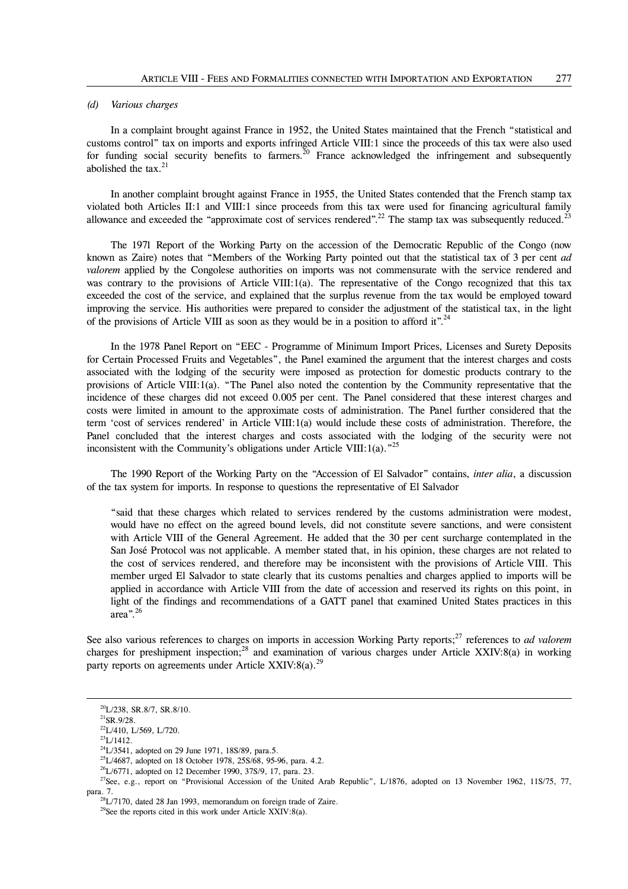*(d) Various charges*

In a complaint brought against France in 1952, the United States maintained that the French "statistical and customs control" tax on imports and exports infringed Article VIII:1 since the proceeds of this tax were also used for funding social security benefits to farmers.[20] France acknowledged the infringement and subsequently abolished the tax.[21]

In another complaint brought against France in 1955, the United States contended that the French stamp tax violated both Articles II:1 and VIII:1 since proceeds from this tax were used for financing agricultural family allowance and exceeded the "approximate cost of services rendered".[22] The stamp tax was subsequently reduced.[23]

The 1971 Report of the Working Party on the accession of the Democratic Republic of the Congo (now known as Zaire) notes that "Members of the Working Party pointed out that the statistical tax of 3 per cent *ad valorem* applied by the Congolese authorities on imports was not commensurate with the service rendered and was contrary to the provisions of Article VIII:1(a). The representative of the Congo recognized that this tax exceeded the cost of the service, and explained that the surplus revenue from the tax would be employed toward improving the service. His authorities were prepared to consider the adjustment of the statistical tax, in the light of the provisions of Article VIII as soon as they would be in a position to afford it".[24]

In the 1978 Panel Report on "EEC - Programme of Minimum Import Prices, Licenses and Surety Deposits for Certain Processed Fruits and Vegetables", the Panel examined the argument that the interest charges and costs associated with the lodging of the security were imposed as protection for domestic products contrary to the provisions of Article VIII:1(a). "The Panel also noted the contention by the Community representative that the incidence of these charges did not exceed 0.005 per cent. The Panel considered that these interest charges and costs were limited in amount to the approximate costs of administration. The Panel further considered that the term 'cost of services rendered' in Article VIII:1(a) would include these costs of administration. Therefore, the Panel concluded that the interest charges and costs associated with the lodging of the security were not inconsistent with the Community's obligations under Article VIII:1(a)."[25]

The 1990 Report of the Working Party on the "Accession of El Salvador" contains, *inter alia*, a discussion of the tax system for imports. In response to questions the representative of El Salvador

> "said that these charges which related to services rendered by the customs administration were modest, would have no effect on the agreed bound levels, did not constitute severe sanctions, and were consistent with Article VIII of the General Agreement. He added that the 30 per cent surcharge contemplated in the San José Protocol was not applicable. A member stated that, in his opinion, these charges are not related to the cost of services rendered, and therefore may be inconsistent with the provisions of Article VIII. This member urged El Salvador to state clearly that its customs penalties and charges applied to imports will be applied in accordance with Article VIII from the date of accession and reserved its rights on this point, in light of the findings and recommendations of a GATT panel that examined United States practices in this area".[26]

See also various references to charges on imports in accession Working Party reports;[27] references to *ad valorem* charges for preshipment inspection;[28] and examination of various charges under Article XXIV:8(a) in working party reports on agreements under Article XXIV:8(a).[29]

---

[20] L/238, SR.8/7, SR.8/10.

[21] SR.9/28.

[22] L/410, L/569, L/720.

[23] L/1412.

[24] L/3541, adopted on 29 June 1971, 18S/89, para.5.

[25] L/4687, adopted on 18 October 1978, 25S/68, 95-96, para. 4.2.

[26] L/6771, adopted on 12 December 1990, 37S/9, 17, para. 23.

[27] See, e.g., report on "Provisional Accession of the United Arab Republic", L/1876, adopted on 13 November 1962, 11S/75, 77, para. 7.

[28] L/7170, dated 28 Jan 1993, memorandum on foreign trade of Zaire.

[29] See the reports cited in this work under Article XXIV:8(a).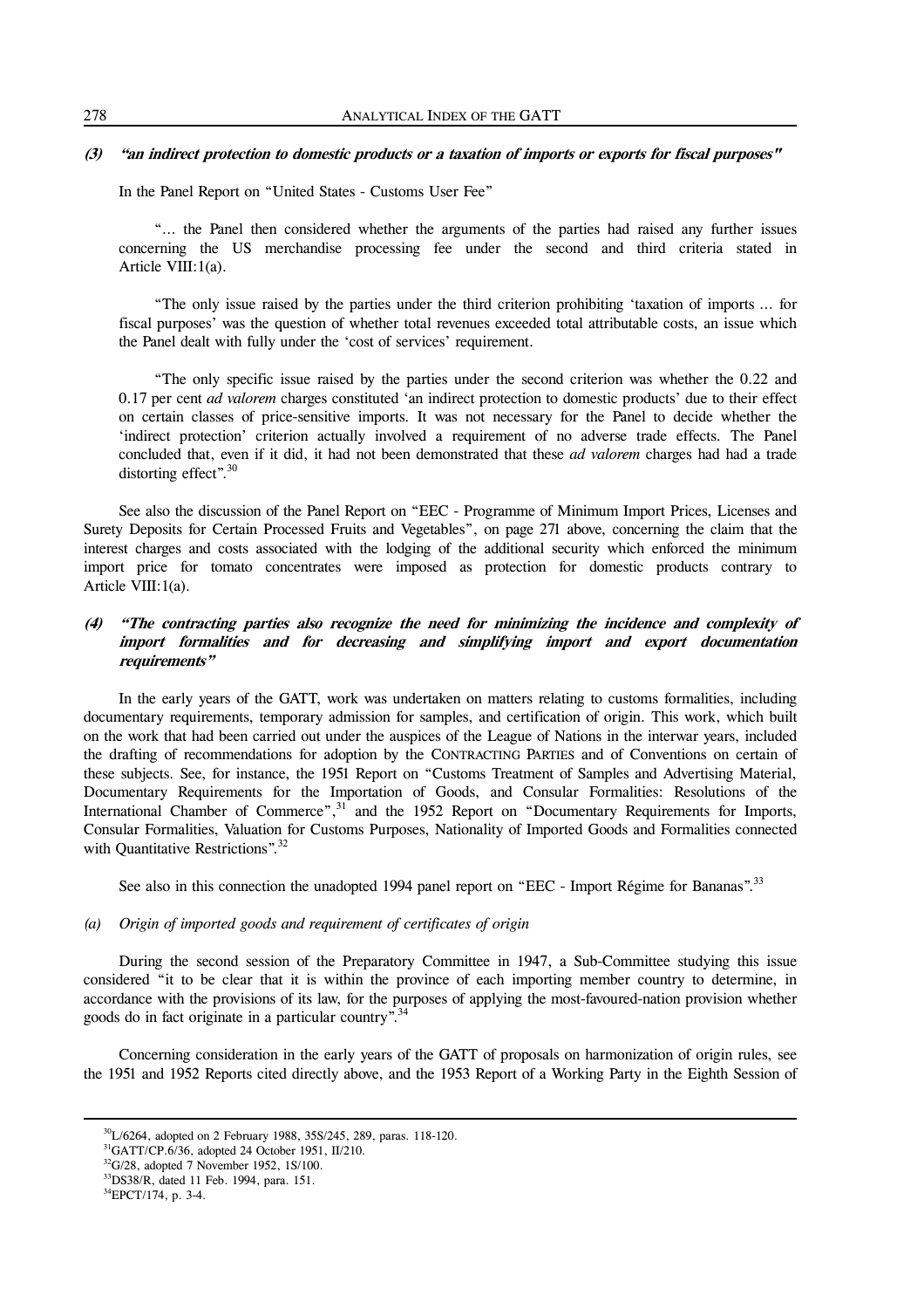### *(3) "an indirect protection to domestic products or a taxation of imports or exports for fiscal purposes"*

In the Panel Report on "United States - Customs User Fee"

> "... the Panel then considered whether the arguments of the parties had raised any further issues concerning the US merchandise processing fee under the second and third criteria stated in Article VIII:1(a).
>
> "The only issue raised by the parties under the third criterion prohibiting 'taxation of imports ... for fiscal purposes' was the question of whether total revenues exceeded total attributable costs, an issue which the Panel dealt with fully under the 'cost of services' requirement.
>
> "The only specific issue raised by the parties under the second criterion was whether the 0.22 and 0.17 per cent *ad valorem* charges constituted 'an indirect protection to domestic products' due to their effect on certain classes of price-sensitive imports. It was not necessary for the Panel to decide whether the 'indirect protection' criterion actually involved a requirement of no adverse trade effects. The Panel concluded that, even if it did, it had not been demonstrated that these *ad valorem* charges had had a trade distorting effect".[30]

See also the discussion of the Panel Report on "EEC - Programme of Minimum Import Prices, Licenses and Surety Deposits for Certain Processed Fruits and Vegetables", on page 271 above, concerning the claim that the interest charges and costs associated with the lodging of the additional security which enforced the minimum import price for tomato concentrates were imposed as protection for domestic products contrary to Article VIII:1(a).

### *(4) "The contracting parties also recognize the need for minimizing the incidence and complexity of import formalities and for decreasing and simplifying import and export documentation requirements"*

In the early years of the GATT, work was undertaken on matters relating to customs formalities, including documentary requirements, temporary admission for samples, and certification of origin. This work, which built on the work that had been carried out under the auspices of the League of Nations in the interwar years, included the drafting of recommendations for adoption by the CONTRACTING PARTIES and of Conventions on certain of these subjects. See, for instance, the 1951 Report on "Customs Treatment of Samples and Advertising Material, Documentary Requirements for the Importation of Goods, and Consular Formalities: Resolutions of the International Chamber of Commerce",[31] and the 1952 Report on "Documentary Requirements for Imports, Consular Formalities, Valuation for Customs Purposes, Nationality of Imported Goods and Formalities connected with Quantitative Restrictions".[32]

See also in this connection the unadopted 1994 panel report on "EEC - Import Régime for Bananas".[33]

#### *(a) Origin of imported goods and requirement of certificates of origin*

During the second session of the Preparatory Committee in 1947, a Sub-Committee studying this issue considered "it to be clear that it is within the province of each importing member country to determine, in accordance with the provisions of its law, for the purposes of applying the most-favoured-nation provision whether goods do in fact originate in a particular country".[34]

Concerning consideration in the early years of the GATT of proposals on harmonization of origin rules, see the 1951 and 1952 Reports cited directly above, and the 1953 Report of a Working Party in the Eighth Session of

---

[30]L/6264, adopted on 2 February 1988, 35S/245, 289, paras. 118-120.
[31]GATT/CP.6/36, adopted 24 October 1951, II/210.
[32]G/28, adopted 7 November 1952, 1S/100.
[33]DS38/R, dated 11 Feb. 1994, para. 151.
[34]EPCT/174, p. 3-4.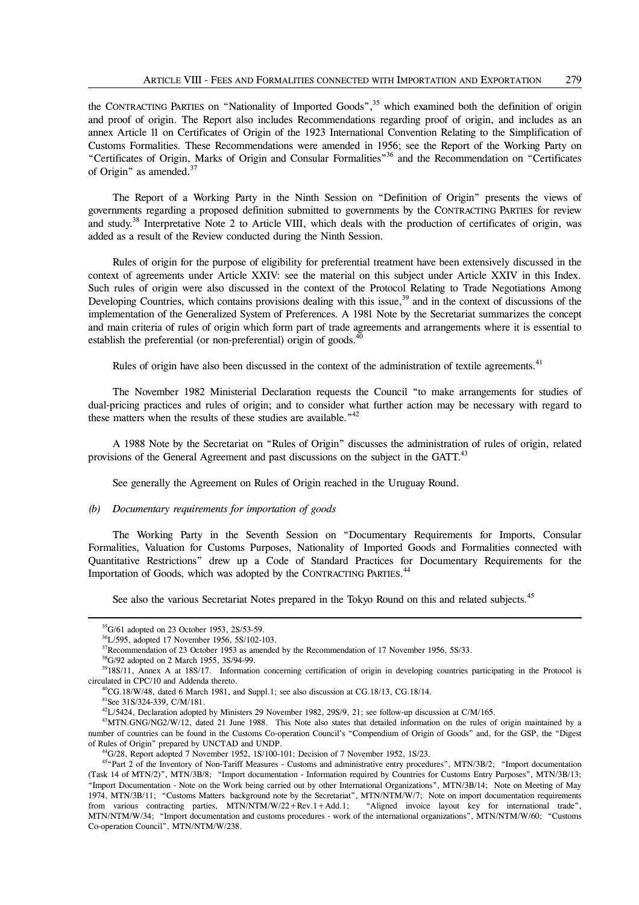the CONTRACTING PARTIES on "Nationality of Imported Goods",[35] which examined both the definition of origin and proof of origin. The Report also includes Recommendations regarding proof of origin, and includes as an annex Article 11 on Certificates of Origin of the 1923 International Convention Relating to the Simplification of Customs Formalities. These Recommendations were amended in 1956; see the Report of the Working Party on "Certificates of Origin, Marks of Origin and Consular Formalities"[36] and the Recommendation on "Certificates of Origin" as amended.[37]

The Report of a Working Party in the Ninth Session on "Definition of Origin" presents the views of governments regarding a proposed definition submitted to governments by the CONTRACTING PARTIES for review and study.[38] Interpretative Note 2 to Article VIII, which deals with the production of certificates of origin, was added as a result of the Review conducted during the Ninth Session.

Rules of origin for the purpose of eligibility for preferential treatment have been extensively discussed in the context of agreements under Article XXIV: see the material on this subject under Article XXIV in this Index. Such rules of origin were also discussed in the context of the Protocol Relating to Trade Negotiations Among Developing Countries, which contains provisions dealing with this issue,[39] and in the context of discussions of the implementation of the Generalized System of Preferences. A 1981 Note by the Secretariat summarizes the concept and main criteria of rules of origin which form part of trade agreements and arrangements where it is essential to establish the preferential (or non-preferential) origin of goods.[40]

Rules of origin have also been discussed in the context of the administration of textile agreements.[41]

The November 1982 Ministerial Declaration requests the Council "to make arrangements for studies of dual-pricing practices and rules of origin; and to consider what further action may be necessary with regard to these matters when the results of these studies are available."[42]

A 1988 Note by the Secretariat on "Rules of Origin" discusses the administration of rules of origin, related provisions of the General Agreement and past discussions on the subject in the GATT.[43]

See generally the Agreement on Rules of Origin reached in the Uruguay Round.

*(b) Documentary requirements for importation of goods*

The Working Party in the Seventh Session on "Documentary Requirements for Imports, Consular Formalities, Valuation for Customs Purposes, Nationality of Imported Goods and Formalities connected with Quantitative Restrictions" drew up a Code of Standard Practices for Documentary Requirements for the Importation of Goods, which was adopted by the CONTRACTING PARTIES.[44]

See also the various Secretariat Notes prepared in the Tokyo Round on this and related subjects.[45]

---

[35] G/61 adopted on 23 October 1953, 2S/53-59.

[36] L/595, adopted 17 November 1956, 5S/102-103.

[37] Recommendation of 23 October 1953 as amended by the Recommendation of 17 November 1956, 5S/33.

[38] G/92 adopted on 2 March 1955, 3S/94-99.

[39] 18S/11, Annex A at 18S/17. Information concerning certification of origin in developing countries participating in the Protocol is circulated in CPC/10 and Addenda thereto.

[40] CG.18/W/48, dated 6 March 1981, and Suppl.1; see also discussion at CG.18/13, CG.18/14.

[41] See 31S/324-339, C/M/181.

[42] L/5424, Declaration adopted by Ministers 29 November 1982, 29S/9, 21; see follow-up discussion at C/M/165.

[43] MTN.GNG/NG2/W/12, dated 21 June 1988. This Note also states that detailed information on the rules of origin maintained by a number of countries can be found in the Customs Co-operation Council's "Compendium of Origin of Goods" and, for the GSP, the "Digest of Rules of Origin" prepared by UNCTAD and UNDP.

[44] G/28, Report adopted 7 November 1952, 1S/100-101; Decision of 7 November 1952, 1S/23.

[45] "Part 2 of the Inventory of Non-Tariff Measures - Customs and administrative entry procedures", MTN/3B/2; "Import documentation (Task 14 of MTN/2)", MTN/3B/8; "Import documentation - Information required by Countries for Customs Entry Purposes", MTN/3B/13; "Import Documentation - Note on the Work being carried out by other International Organizations", MTN/3B/14; Note on Meeting of May 1974, MTN/3B/11; "Customs Matters background note by the Secretariat", MTN/NTM/W/7; Note on import documentation requirements from various contracting parties, MTN/NTM/W/22+Rev.1+Add.1; "Aligned invoice layout key for international trade", MTN/NTM/W/34; "Import documentation and customs procedures - work of the international organizations", MTN/NTM/W/60; "Customs Co-operation Council", MTN/NTM/W/238.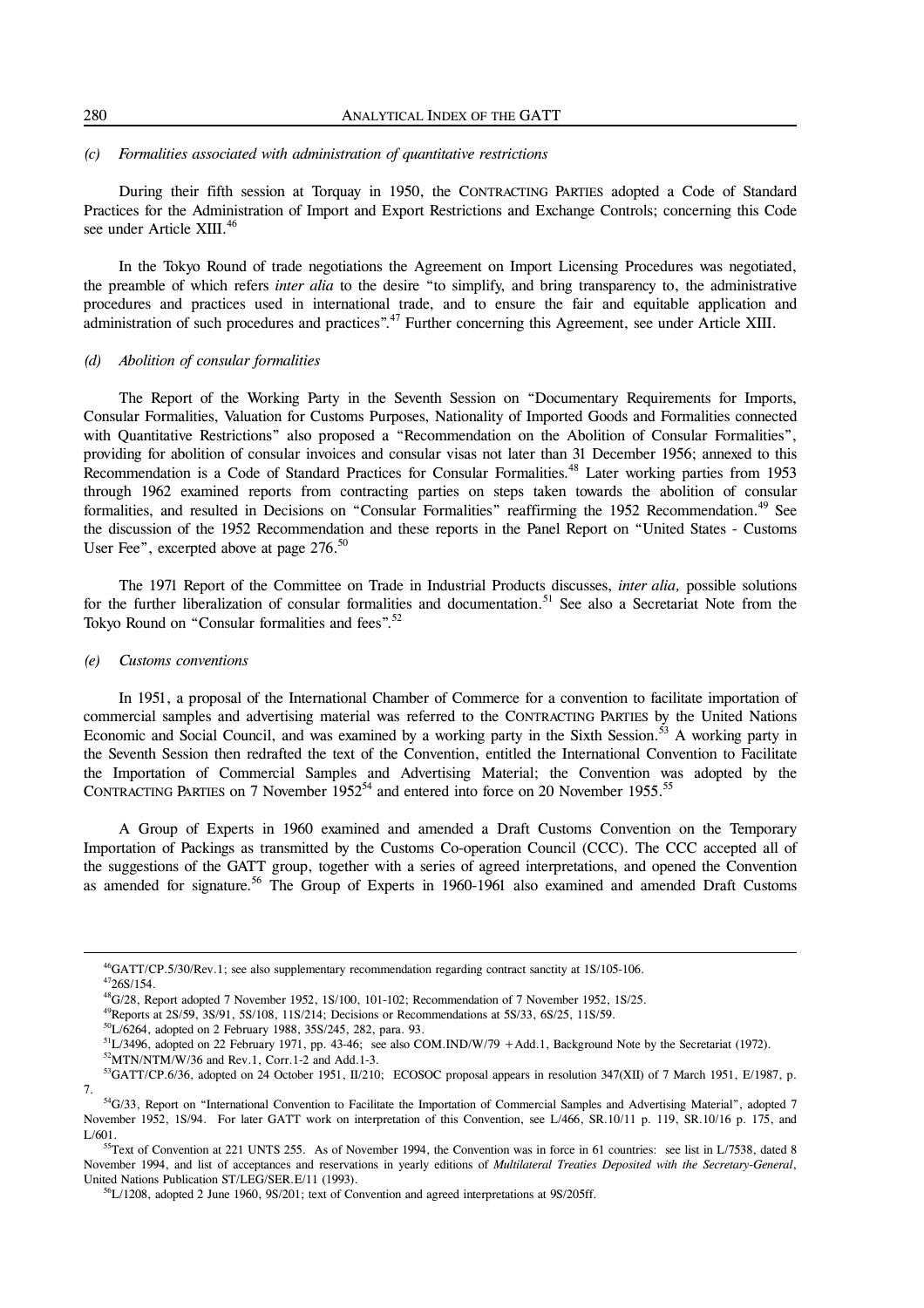*(c) Formalities associated with administration of quantitative restrictions*

During their fifth session at Torquay in 1950, the CONTRACTING PARTIES adopted a Code of Standard Practices for the Administration of Import and Export Restrictions and Exchange Controls; concerning this Code see under Article XIII.[46]

In the Tokyo Round of trade negotiations the Agreement on Import Licensing Procedures was negotiated, the preamble of which refers *inter alia* to the desire "to simplify, and bring transparency to, the administrative procedures and practices used in international trade, and to ensure the fair and equitable application and administration of such procedures and practices".[47] Further concerning this Agreement, see under Article XIII.

*(d) Abolition of consular formalities*

The Report of the Working Party in the Seventh Session on "Documentary Requirements for Imports, Consular Formalities, Valuation for Customs Purposes, Nationality of Imported Goods and Formalities connected with Quantitative Restrictions" also proposed a "Recommendation on the Abolition of Consular Formalities", providing for abolition of consular invoices and consular visas not later than 31 December 1956; annexed to this Recommendation is a Code of Standard Practices for Consular Formalities.[48] Later working parties from 1953 through 1962 examined reports from contracting parties on steps taken towards the abolition of consular formalities, and resulted in Decisions on "Consular Formalities" reaffirming the 1952 Recommendation.[49] See the discussion of the 1952 Recommendation and these reports in the Panel Report on "United States - Customs User Fee", excerpted above at page 276.[50]

The 1971 Report of the Committee on Trade in Industrial Products discusses, *inter alia,* possible solutions for the further liberalization of consular formalities and documentation.[51] See also a Secretariat Note from the Tokyo Round on "Consular formalities and fees".[52]

*(e) Customs conventions*

In 1951, a proposal of the International Chamber of Commerce for a convention to facilitate importation of commercial samples and advertising material was referred to the CONTRACTING PARTIES by the United Nations Economic and Social Council, and was examined by a working party in the Sixth Session.[53] A working party in the Seventh Session then redrafted the text of the Convention, entitled the International Convention to Facilitate the Importation of Commercial Samples and Advertising Material; the Convention was adopted by the CONTRACTING PARTIES on 7 November 1952[54] and entered into force on 20 November 1955.[55]

A Group of Experts in 1960 examined and amended a Draft Customs Convention on the Temporary Importation of Packings as transmitted by the Customs Co-operation Council (CCC). The CCC accepted all of the suggestions of the GATT group, together with a series of agreed interpretations, and opened the Convention as amended for signature.[56] The Group of Experts in 1960-1961 also examined and amended Draft Customs

---

[46]GATT/CP.5/30/Rev.1; see also supplementary recommendation regarding contract sanctity at 1S/105-106.

[47]26S/154.

[48]G/28, Report adopted 7 November 1952, 1S/100, 101-102; Recommendation of 7 November 1952, 1S/25.

[49]Reports at 2S/59, 3S/91, 5S/108, 11S/214; Decisions or Recommendations at 5S/33, 6S/25, 11S/59.

[50]L/6264, adopted on 2 February 1988, 35S/245, 282, para. 93.

[51]L/3496, adopted on 22 February 1971, pp. 43-46; see also COM.IND/W/79 +Add.1, Background Note by the Secretariat (1972).

[52]MTN/NTM/W/36 and Rev.1, Corr.1-2 and Add.1-3.

[53]GATT/CP.6/36, adopted on 24 October 1951, II/210; ECOSOC proposal appears in resolution 347(XII) of 7 March 1951, E/1987, p. 7.

[54]G/33, Report on "International Convention to Facilitate the Importation of Commercial Samples and Advertising Material", adopted 7 November 1952, 1S/94. For later GATT work on interpretation of this Convention, see L/466, SR.10/11 p. 119, SR.10/16 p. 175, and L/601.

[55]Text of Convention at 221 UNTS 255. As of November 1994, the Convention was in force in 61 countries: see list in L/7538, dated 8 November 1994, and list of acceptances and reservations in yearly editions of *Multilateral Treaties Deposited with the Secretary-General*, United Nations Publication ST/LEG/SER.E/11 (1993).

[56]L/1208, adopted 2 June 1960, 9S/201; text of Convention and agreed interpretations at 9S/205ff.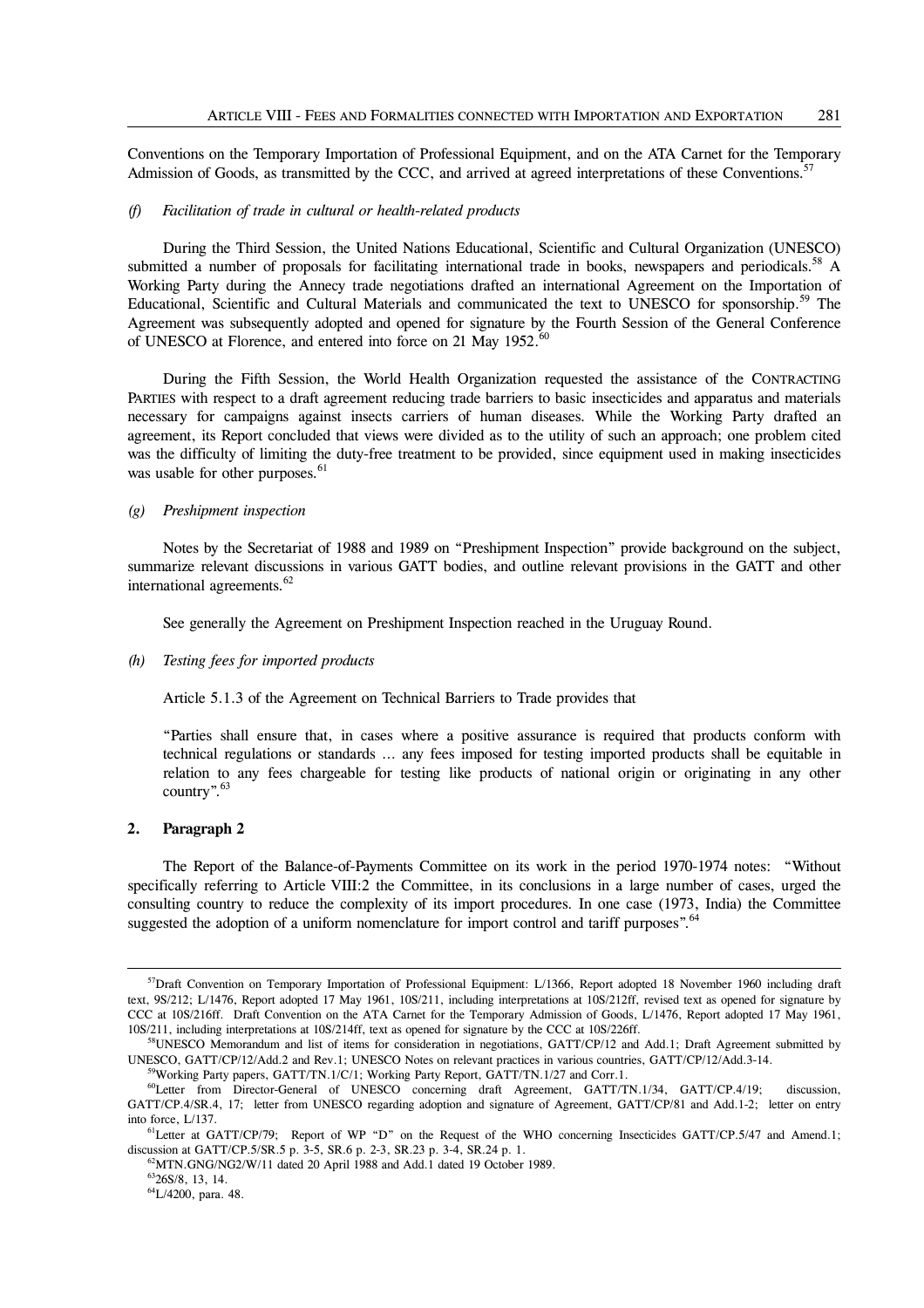Conventions on the Temporary Importation of Professional Equipment, and on the ATA Carnet for the Temporary Admission of Goods, as transmitted by the CCC, and arrived at agreed interpretations of these Conventions.[57]

*(f) Facilitation of trade in cultural or health-related products*

During the Third Session, the United Nations Educational, Scientific and Cultural Organization (UNESCO) submitted a number of proposals for facilitating international trade in books, newspapers and periodicals.[58] A Working Party during the Annecy trade negotiations drafted an international Agreement on the Importation of Educational, Scientific and Cultural Materials and communicated the text to UNESCO for sponsorship.[59] The Agreement was subsequently adopted and opened for signature by the Fourth Session of the General Conference of UNESCO at Florence, and entered into force on 21 May 1952.[60]

During the Fifth Session, the World Health Organization requested the assistance of the CONTRACTING PARTIES with respect to a draft agreement reducing trade barriers to basic insecticides and apparatus and materials necessary for campaigns against insects carriers of human diseases. While the Working Party drafted an agreement, its Report concluded that views were divided as to the utility of such an approach; one problem cited was the difficulty of limiting the duty-free treatment to be provided, since equipment used in making insecticides was usable for other purposes.[61]

*(g) Preshipment inspection*

Notes by the Secretariat of 1988 and 1989 on "Preshipment Inspection" provide background on the subject, summarize relevant discussions in various GATT bodies, and outline relevant provisions in the GATT and other international agreements.[62]

See generally the Agreement on Preshipment Inspection reached in the Uruguay Round.

*(h) Testing fees for imported products*

Article 5.1.3 of the Agreement on Technical Barriers to Trade provides that

> "Parties shall ensure that, in cases where a positive assurance is required that products conform with technical regulations or standards ... any fees imposed for testing imported products shall be equitable in relation to any fees chargeable for testing like products of national origin or originating in any other country".[63]

### 2. Paragraph 2

The Report of the Balance-of-Payments Committee on its work in the period 1970-1974 notes: "Without specifically referring to Article VIII:2 the Committee, in its conclusions in a large number of cases, urged the consulting country to reduce the complexity of its import procedures. In one case (1973, India) the Committee suggested the adoption of a uniform nomenclature for import control and tariff purposes".[64]

---

[57] Draft Convention on Temporary Importation of Professional Equipment: L/1366, Report adopted 18 November 1960 including draft text, 9S/212; L/1476, Report adopted 17 May 1961, 10S/211, including interpretations at 10S/212ff, revised text as opened for signature by CCC at 10S/216ff. Draft Convention on the ATA Carnet for the Temporary Admission of Goods, L/1476, Report adopted 17 May 1961, 10S/211, including interpretations at 10S/214ff, text as opened for signature by the CCC at 10S/226ff.

[58] UNESCO Memorandum and list of items for consideration in negotiations, GATT/CP/12 and Add.1; Draft Agreement submitted by UNESCO, GATT/CP/12/Add.2 and Rev.1; UNESCO Notes on relevant practices in various countries, GATT/CP/12/Add.3-14.

[59] Working Party papers, GATT/TN.1/C/1; Working Party Report, GATT/TN.1/27 and Corr.1.

[60] Letter from Director-General of UNESCO concerning draft Agreement, GATT/TN.1/34, GATT/CP.4/19; discussion, GATT/CP.4/SR.4, 17; letter from UNESCO regarding adoption and signature of Agreement, GATT/CP/81 and Add.1-2; letter on entry into force, L/137.

[61] Letter at GATT/CP/79; Report of WP "D" on the Request of the WHO concerning Insecticides GATT/CP.5/47 and Amend.1; discussion at GATT/CP.5/SR.5 p. 3-5, SR.6 p. 2-3, SR.23 p. 3-4, SR.24 p. 1.

[62] MTN.GNG/NG2/W/11 dated 20 April 1988 and Add.1 dated 19 October 1989.

[63] 26S/8, 13, 14.

[64] L/4200, para. 48.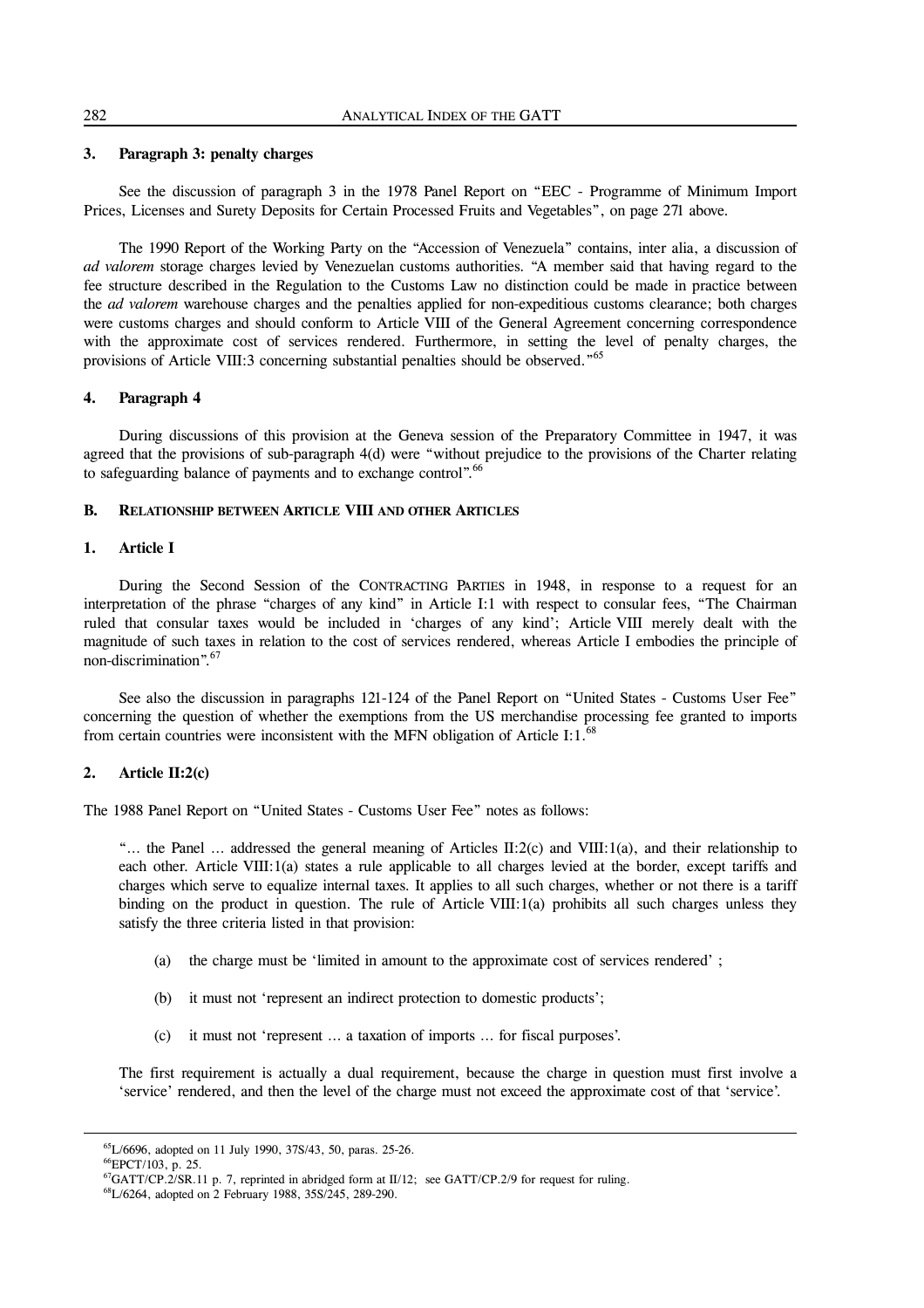### 3. Paragraph 3: penalty charges

See the discussion of paragraph 3 in the 1978 Panel Report on "EEC - Programme of Minimum Import Prices, Licenses and Surety Deposits for Certain Processed Fruits and Vegetables", on page 271 above.

The 1990 Report of the Working Party on the "Accession of Venezuela" contains, inter alia, a discussion of *ad valorem* storage charges levied by Venezuelan customs authorities. "A member said that having regard to the fee structure described in the Regulation to the Customs Law no distinction could be made in practice between the *ad valorem* warehouse charges and the penalties applied for non-expeditious customs clearance; both charges were customs charges and should conform to Article VIII of the General Agreement concerning correspondence with the approximate cost of services rendered. Furthermore, in setting the level of penalty charges, the provisions of Article VIII:3 concerning substantial penalties should be observed."[65]

### 4. Paragraph 4

During discussions of this provision at the Geneva session of the Preparatory Committee in 1947, it was agreed that the provisions of sub-paragraph 4(d) were "without prejudice to the provisions of the Charter relating to safeguarding balance of payments and to exchange control".[66]

## B. Relationship between Article VIII and other Articles

### 1. Article I

During the Second Session of the Contracting Parties in 1948, in response to a request for an interpretation of the phrase "charges of any kind" in Article I:1 with respect to consular fees, "The Chairman ruled that consular taxes would be included in 'charges of any kind'; Article VIII merely dealt with the magnitude of such taxes in relation to the cost of services rendered, whereas Article I embodies the principle of non-discrimination".[67]

See also the discussion in paragraphs 121-124 of the Panel Report on "United States - Customs User Fee" concerning the question of whether the exemptions from the US merchandise processing fee granted to imports from certain countries were inconsistent with the MFN obligation of Article I:1.[68]

### 2. Article II:2(c)

The 1988 Panel Report on "United States - Customs User Fee" notes as follows:

> "… the Panel … addressed the general meaning of Articles II:2(c) and VIII:1(a), and their relationship to each other. Article VIII:1(a) states a rule applicable to all charges levied at the border, except tariffs and charges which serve to equalize internal taxes. It applies to all such charges, whether or not there is a tariff binding on the product in question. The rule of Article VIII:1(a) prohibits all such charges unless they satisfy the three criteria listed in that provision:
>
> (a) the charge must be 'limited in amount to the approximate cost of services rendered' ;
>
> (b) it must not 'represent an indirect protection to domestic products';
>
> (c) it must not 'represent … a taxation of imports … for fiscal purposes'.
>
> The first requirement is actually a dual requirement, because the charge in question must first involve a 'service' rendered, and then the level of the charge must not exceed the approximate cost of that 'service'.

---

[65] L/6696, adopted on 11 July 1990, 37S/43, 50, paras. 25-26.

[66] EPCT/103, p. 25.

[67] GATT/CP.2/SR.11 p. 7, reprinted in abridged form at II/12; see GATT/CP.2/9 for request for ruling.

[68] L/6264, adopted on 2 February 1988, 35S/245, 289-290.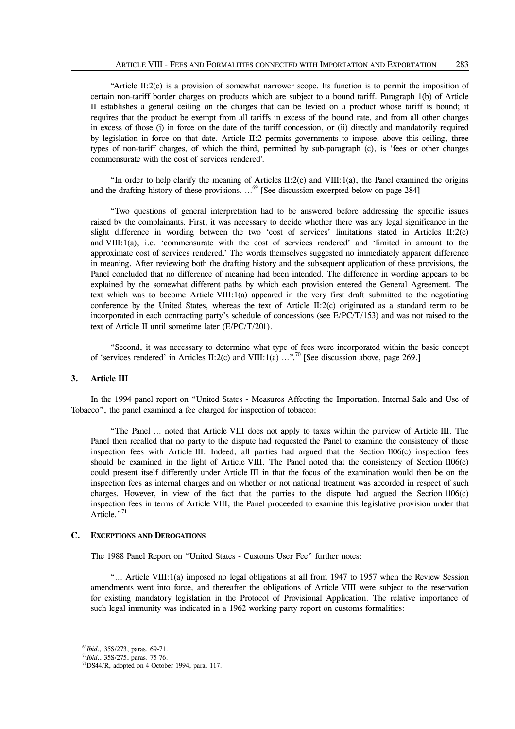"Article II:2(c) is a provision of somewhat narrower scope. Its function is to permit the imposition of certain non-tariff border charges on products which are subject to a bound tariff. Paragraph 1(b) of Article II establishes a general ceiling on the charges that can be levied on a product whose tariff is bound; it requires that the product be exempt from all tariffs in excess of the bound rate, and from all other charges in excess of those (i) in force on the date of the tariff concession, or (ii) directly and mandatorily required by legislation in force on that date. Article II:2 permits governments to impose, above this ceiling, three types of non-tariff charges, of which the third, permitted by sub-paragraph (c), is 'fees or other charges commensurate with the cost of services rendered'.

"In order to help clarify the meaning of Articles II:2(c) and VIII:1(a), the Panel examined the origins and the drafting history of these provisions. …[69] [See discussion excerpted below on page 284]

"Two questions of general interpretation had to be answered before addressing the specific issues raised by the complainants. First, it was necessary to decide whether there was any legal significance in the slight difference in wording between the two 'cost of services' limitations stated in Articles II:2(c) and VIII:1(a), i.e. 'commensurate with the cost of services rendered' and 'limited in amount to the approximate cost of services rendered.' The words themselves suggested no immediately apparent difference in meaning. After reviewing both the drafting history and the subsequent application of these provisions, the Panel concluded that no difference of meaning had been intended. The difference in wording appears to be explained by the somewhat different paths by which each provision entered the General Agreement. The text which was to become Article VIII:1(a) appeared in the very first draft submitted to the negotiating conference by the United States, whereas the text of Article II:2(c) originated as a standard term to be incorporated in each contracting party's schedule of concessions (see E/PC/T/153) and was not raised to the text of Article II until sometime later (E/PC/T/201).

"Second, it was necessary to determine what type of fees were incorporated within the basic concept of 'services rendered' in Articles II:2(c) and VIII:1(a) …".[70] [See discussion above, page 269.]

### 3. Article III

In the 1994 panel report on "United States - Measures Affecting the Importation, Internal Sale and Use of Tobacco", the panel examined a fee charged for inspection of tobacco:

"The Panel … noted that Article VIII does not apply to taxes within the purview of Article III. The Panel then recalled that no party to the dispute had requested the Panel to examine the consistency of these inspection fees with Article III. Indeed, all parties had argued that the Section 1106(c) inspection fees should be examined in the light of Article VIII. The Panel noted that the consistency of Section 1106(c) could present itself differently under Article III in that the focus of the examination would then be on the inspection fees as internal charges and on whether or not national treatment was accorded in respect of such charges. However, in view of the fact that the parties to the dispute had argued the Section 1106(c) inspection fees in terms of Article VIII, the Panel proceeded to examine this legislative provision under that Article."[71]

## C. Exceptions and Derogations

The 1988 Panel Report on "United States - Customs User Fee" further notes:

"… Article VIII:1(a) imposed no legal obligations at all from 1947 to 1957 when the Review Session amendments went into force, and thereafter the obligations of Article VIII were subject to the reservation for existing mandatory legislation in the Protocol of Provisional Application. The relative importance of such legal immunity was indicated in a 1962 working party report on customs formalities:

---

[69] *Ibid.*, 35S/273, paras. 69-71.

[70] *Ibid.*, 35S/275, paras. 75-76.

[71] DS44/R, adopted on 4 October 1994, para. 117.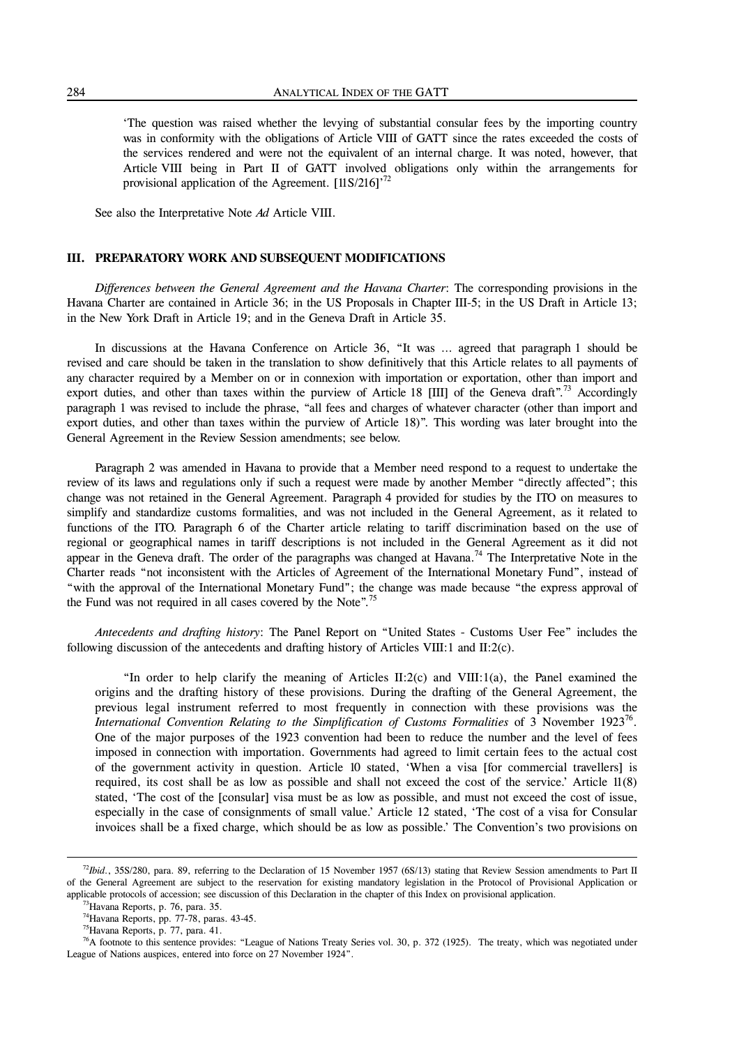'The question was raised whether the levying of substantial consular fees by the importing country was in conformity with the obligations of Article VIII of GATT since the rates exceeded the costs of the services rendered and were not the equivalent of an internal charge. It was noted, however, that Article VIII being in Part II of GATT involved obligations only within the arrangements for provisional application of the Agreement. [11S/216]'[72]

See also the Interpretative Note *Ad* Article VIII.

## III. PREPARATORY WORK AND SUBSEQUENT MODIFICATIONS

*Differences between the General Agreement and the Havana Charter*: The corresponding provisions in the Havana Charter are contained in Article 36; in the US Proposals in Chapter III-5; in the US Draft in Article 13; in the New York Draft in Article 19; and in the Geneva Draft in Article 35.

In discussions at the Havana Conference on Article 36, "It was … agreed that paragraph 1 should be revised and care should be taken in the translation to show definitively that this Article relates to all payments of any character required by a Member on or in connexion with importation or exportation, other than import and export duties, and other than taxes within the purview of Article 18 [III] of the Geneva draft".[73] Accordingly paragraph 1 was revised to include the phrase, "all fees and charges of whatever character (other than import and export duties, and other than taxes within the purview of Article 18)". This wording was later brought into the General Agreement in the Review Session amendments; see below.

Paragraph 2 was amended in Havana to provide that a Member need respond to a request to undertake the review of its laws and regulations only if such a request were made by another Member "directly affected"; this change was not retained in the General Agreement. Paragraph 4 provided for studies by the ITO on measures to simplify and standardize customs formalities, and was not included in the General Agreement, as it related to functions of the ITO. Paragraph 6 of the Charter article relating to tariff discrimination based on the use of regional or geographical names in tariff descriptions is not included in the General Agreement as it did not appear in the Geneva draft. The order of the paragraphs was changed at Havana.[74] The Interpretative Note in the Charter reads "not inconsistent with the Articles of Agreement of the International Monetary Fund", instead of "with the approval of the International Monetary Fund"; the change was made because "the express approval of the Fund was not required in all cases covered by the Note".[75]

*Antecedents and drafting history*: The Panel Report on "United States - Customs User Fee" includes the following discussion of the antecedents and drafting history of Articles VIII:1 and II:2(c).

> "In order to help clarify the meaning of Articles II:2(c) and VIII:1(a), the Panel examined the origins and the drafting history of these provisions. During the drafting of the General Agreement, the previous legal instrument referred to most frequently in connection with these provisions was the *International Convention Relating to the Simplification of Customs Formalities* of 3 November 1923[76]. One of the major purposes of the 1923 convention had been to reduce the number and the level of fees imposed in connection with importation. Governments had agreed to limit certain fees to the actual cost of the government activity in question. Article 10 stated, 'When a visa [for commercial travellers] is required, its cost shall be as low as possible and shall not exceed the cost of the service.' Article 11(8) stated, 'The cost of the [consular] visa must be as low as possible, and must not exceed the cost of issue, especially in the case of consignments of small value.' Article 12 stated, 'The cost of a visa for Consular invoices shall be a fixed charge, which should be as low as possible.' The Convention's two provisions on

---

[72]*Ibid.*, 35S/280, para. 89, referring to the Declaration of 15 November 1957 (6S/13) stating that Review Session amendments to Part II of the General Agreement are subject to the reservation for existing mandatory legislation in the Protocol of Provisional Application or applicable protocols of accession; see discussion of this Declaration in the chapter of this Index on provisional application.

[73]Havana Reports, p. 76, para. 35.

[74]Havana Reports, pp. 77-78, paras. 43-45.

[75]Havana Reports, p. 77, para. 41.

[76]A footnote to this sentence provides: "League of Nations Treaty Series vol. 30, p. 372 (1925). The treaty, which was negotiated under League of Nations auspices, entered into force on 27 November 1924".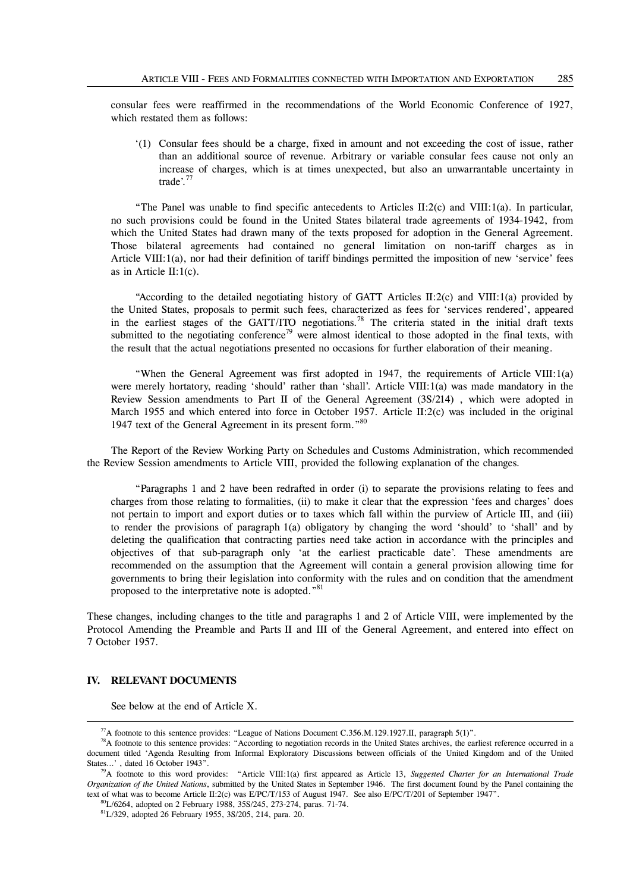consular fees were reaffirmed in the recommendations of the World Economic Conference of 1927, which restated them as follows:

> '(1) Consular fees should be a charge, fixed in amount and not exceeding the cost of issue, rather than an additional source of revenue. Arbitrary or variable consular fees cause not only an increase of charges, which is at times unexpected, but also an unwarrantable uncertainty in trade'.[77]

"The Panel was unable to find specific antecedents to Articles II:2(c) and VIII:1(a). In particular, no such provisions could be found in the United States bilateral trade agreements of 1934-1942, from which the United States had drawn many of the texts proposed for adoption in the General Agreement. Those bilateral agreements had contained no general limitation on non-tariff charges as in Article VIII:1(a), nor had their definition of tariff bindings permitted the imposition of new 'service' fees as in Article II:1(c).

"According to the detailed negotiating history of GATT Articles II:2(c) and VIII:1(a) provided by the United States, proposals to permit such fees, characterized as fees for 'services rendered', appeared in the earliest stages of the GATT/ITO negotiations.[78] The criteria stated in the initial draft texts submitted to the negotiating conference[79] were almost identical to those adopted in the final texts, with the result that the actual negotiations presented no occasions for further elaboration of their meaning.

"When the General Agreement was first adopted in 1947, the requirements of Article VIII:1(a) were merely hortatory, reading 'should' rather than 'shall'. Article VIII:1(a) was made mandatory in the Review Session amendments to Part II of the General Agreement (3S/214) , which were adopted in March 1955 and which entered into force in October 1957. Article II:2(c) was included in the original 1947 text of the General Agreement in its present form."[80]

The Report of the Review Working Party on Schedules and Customs Administration, which recommended the Review Session amendments to Article VIII, provided the following explanation of the changes.

> "Paragraphs 1 and 2 have been redrafted in order (i) to separate the provisions relating to fees and charges from those relating to formalities, (ii) to make it clear that the expression 'fees and charges' does not pertain to import and export duties or to taxes which fall within the purview of Article III, and (iii) to render the provisions of paragraph 1(a) obligatory by changing the word 'should' to 'shall' and by deleting the qualification that contracting parties need take action in accordance with the principles and objectives of that sub-paragraph only 'at the earliest practicable date'. These amendments are recommended on the assumption that the Agreement will contain a general provision allowing time for governments to bring their legislation into conformity with the rules and on condition that the amendment proposed to the interpretative note is adopted."[81]

These changes, including changes to the title and paragraphs 1 and 2 of Article VIII, were implemented by the Protocol Amending the Preamble and Parts II and III of the General Agreement, and entered into effect on 7 October 1957.

## IV. RELEVANT DOCUMENTS

See below at the end of Article X.

---

[77]A footnote to this sentence provides: "League of Nations Document C.356.M.129.1927.II, paragraph 5(1)".

[78]A footnote to this sentence provides: "According to negotiation records in the United States archives, the earliest reference occurred in a document titled 'Agenda Resulting from Informal Exploratory Discussions between officials of the United Kingdom and of the United States...' , dated 16 October 1943".

[79]A footnote to this word provides: "Article VIII:1(a) first appeared as Article 13, *Suggested Charter for an International Trade Organization of the United Nations*, submitted by the United States in September 1946. The first document found by the Panel containing the text of what was to become Article II:2(c) was E/PC/T/153 of August 1947. See also E/PC/T/201 of September 1947".

[80]L/6264, adopted on 2 February 1988, 35S/245, 273-274, paras. 71-74.

[81]L/329, adopted 26 February 1955, 3S/205, 214, para. 20.